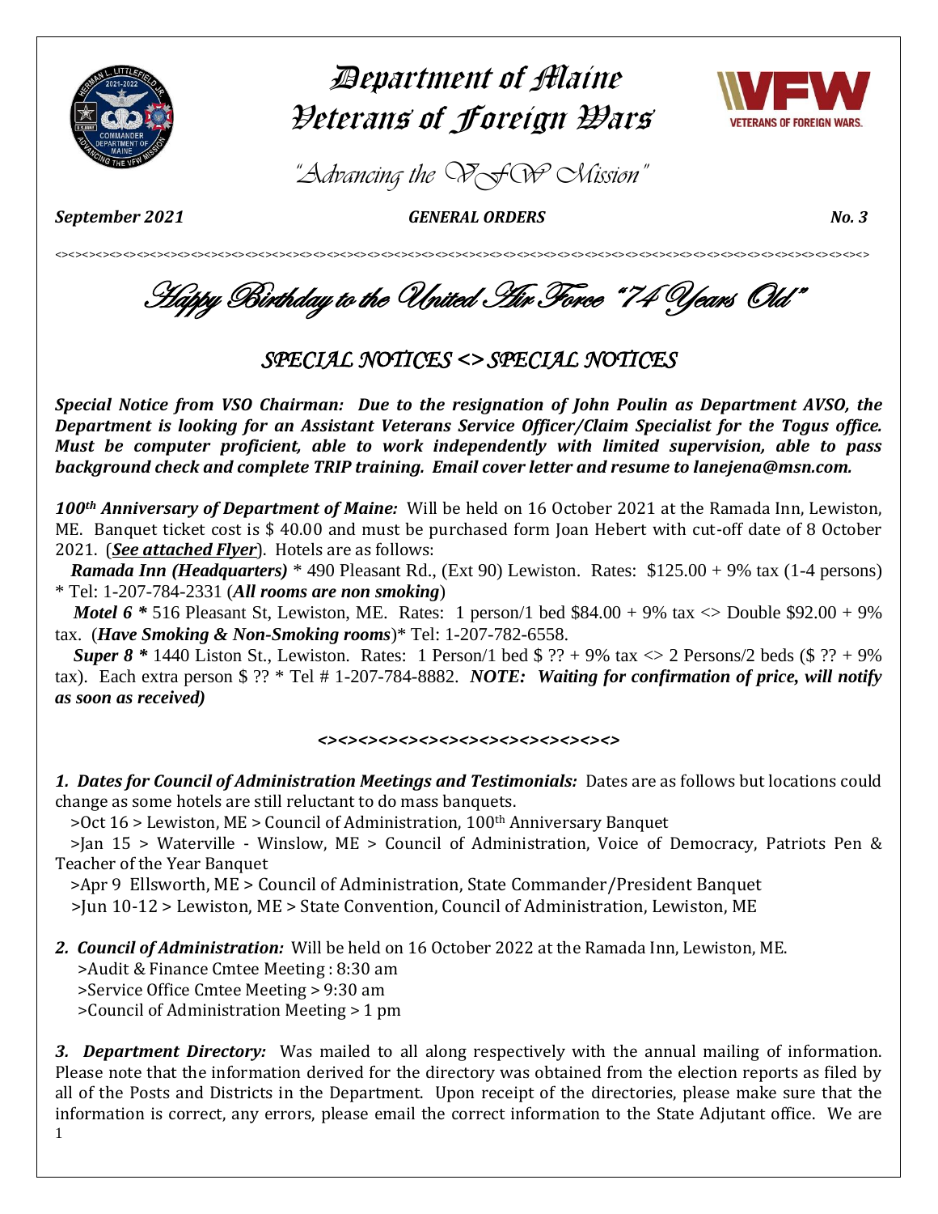# Department of Maine Veterans of Foreign Wars

*"Advancing the VFW Mission"*

***September 2021*** ***GENERAL ORDERS*** ***No. 3***

<><><><><><><><><><><><><><><><><><><><><><><><><><><><><><><><><><><><><><><><><><><><><><><><><><><><><><><>

## *Happy Birthday to the United Air Force "74 Years Old"*

## *SPECIAL NOTICES <> SPECIAL NOTICES*

***Special Notice from VSO Chairman: Due to the resignation of John Poulin as Department AVSO, the Department is looking for an Assistant Veterans Service Officer/Claim Specialist for the Togus office. Must be computer proficient, able to work independently with limited supervision, able to pass background check and complete TRIP training. Email cover letter and resume to lanejena@msn.com.***

***100th Anniversary of Department of Maine:*** Will be held on 16 October 2021 at the Ramada Inn, Lewiston, ME. Banquet ticket cost is $ 40.00 and must be purchased form Joan Hebert with cut-off date of 8 October 2021. (***See attached Flyer***). Hotels are as follows:

***Ramada Inn (Headquarters)*** * 490 Pleasant Rd., (Ext 90) Lewiston. Rates: $125.00 + 9% tax (1-4 persons) * Tel: 1-207-784-2331 (***All rooms are non smoking***)

***Motel 6**** 516 Pleasant St, Lewiston, ME. Rates: 1 person/1 bed $84.00 + 9% tax <> Double $92.00 + 9% tax. (***Have Smoking & Non-Smoking rooms***)* Tel: 1-207-782-6558.

***Super 8**** 1440 Liston St., Lewiston. Rates: 1 Person/1 bed $ ?? + 9% tax <> 2 Persons/2 beds ($ ?? + 9% tax). Each extra person $ ?? * Tel # 1-207-784-8882. ***NOTE: Waiting for confirmation of price, will notify as soon as received)***

***<><><><><><><><><><><><><><><><>***

***1. Dates for Council of Administration Meetings and Testimonials:*** Dates are as follows but locations could change as some hotels are still reluctant to do mass banquets.

>Oct 16 > Lewiston, ME > Council of Administration, 100th Anniversary Banquet

>Jan 15 > Waterville - Winslow, ME > Council of Administration, Voice of Democracy, Patriots Pen & Teacher of the Year Banquet

>Apr 9 Ellsworth, ME > Council of Administration, State Commander/President Banquet

>Jun 10-12 > Lewiston, ME > State Convention, Council of Administration, Lewiston, ME

***2. Council of Administration:*** Will be held on 16 October 2022 at the Ramada Inn, Lewiston, ME.

>Audit & Finance Cmtee Meeting : 8:30 am

>Service Office Cmtee Meeting > 9:30 am

>Council of Administration Meeting > 1 pm

***3. Department Directory:*** Was mailed to all along respectively with the annual mailing of information. Please note that the information derived for the directory was obtained from the election reports as filed by all of the Posts and Districts in the Department. Upon receipt of the directories, please make sure that the information is correct, any errors, please email the correct information to the State Adjutant office. We are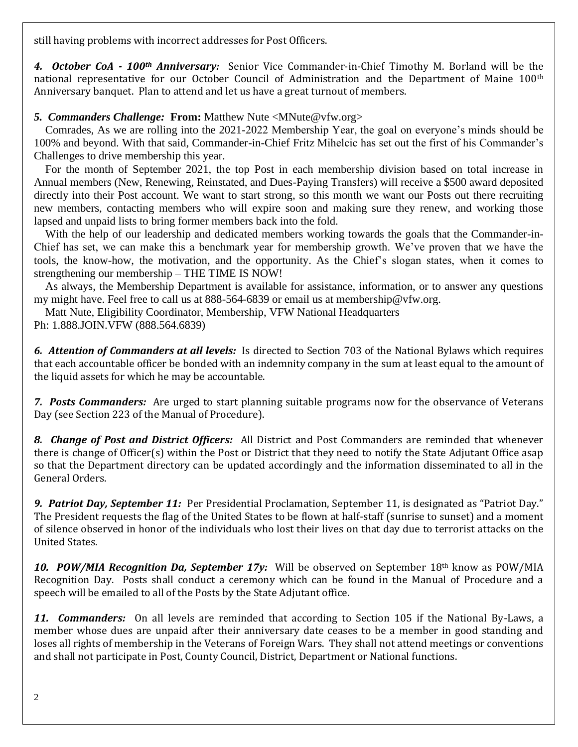still having problems with incorrect addresses for Post Officers.

***4. October CoA - 100th Anniversary:*** Senior Vice Commander-in-Chief Timothy M. Borland will be the national representative for our October Council of Administration and the Department of Maine 100th Anniversary banquet. Plan to attend and let us have a great turnout of members.

***5. Commanders Challenge:*** **From:** Matthew Nute <MNute@vfw.org>

Comrades, As we are rolling into the 2021-2022 Membership Year, the goal on everyone's minds should be 100% and beyond. With that said, Commander-in-Chief Fritz Mihelcic has set out the first of his Commander's Challenges to drive membership this year.

For the month of September 2021, the top Post in each membership division based on total increase in Annual members (New, Renewing, Reinstated, and Dues-Paying Transfers) will receive a $500 award deposited directly into their Post account. We want to start strong, so this month we want our Posts out there recruiting new members, contacting members who will expire soon and making sure they renew, and working those lapsed and unpaid lists to bring former members back into the fold.

With the help of our leadership and dedicated members working towards the goals that the Commander-in-Chief has set, we can make this a benchmark year for membership growth. We've proven that we have the tools, the know-how, the motivation, and the opportunity. As the Chief's slogan states, when it comes to strengthening our membership – THE TIME IS NOW!

As always, the Membership Department is available for assistance, information, or to answer any questions my might have. Feel free to call us at 888-564-6839 or email us at membership@vfw.org.

Matt Nute, Eligibility Coordinator, Membership, VFW National Headquarters
Ph: 1.888.JOIN.VFW (888.564.6839)

***6. Attention of Commanders at all levels:*** Is directed to Section 703 of the National Bylaws which requires that each accountable officer be bonded with an indemnity company in the sum at least equal to the amount of the liquid assets for which he may be accountable.

***7. Posts Commanders:*** Are urged to start planning suitable programs now for the observance of Veterans Day (see Section 223 of the Manual of Procedure).

***8. Change of Post and District Officers:*** All District and Post Commanders are reminded that whenever there is change of Officer(s) within the Post or District that they need to notify the State Adjutant Office asap so that the Department directory can be updated accordingly and the information disseminated to all in the General Orders.

***9. Patriot Day, September 11:*** Per Presidential Proclamation, September 11, is designated as "Patriot Day." The President requests the flag of the United States to be flown at half-staff (sunrise to sunset) and a moment of silence observed in honor of the individuals who lost their lives on that day due to terrorist attacks on the United States.

***10. POW/MIA Recognition Da, September 17y:*** Will be observed on September 18th know as POW/MIA Recognition Day. Posts shall conduct a ceremony which can be found in the Manual of Procedure and a speech will be emailed to all of the Posts by the State Adjutant office.

***11. Commanders:*** On all levels are reminded that according to Section 105 if the National By-Laws, a member whose dues are unpaid after their anniversary date ceases to be a member in good standing and loses all rights of membership in the Veterans of Foreign Wars. They shall not attend meetings or conventions and shall not participate in Post, County Council, District, Department or National functions.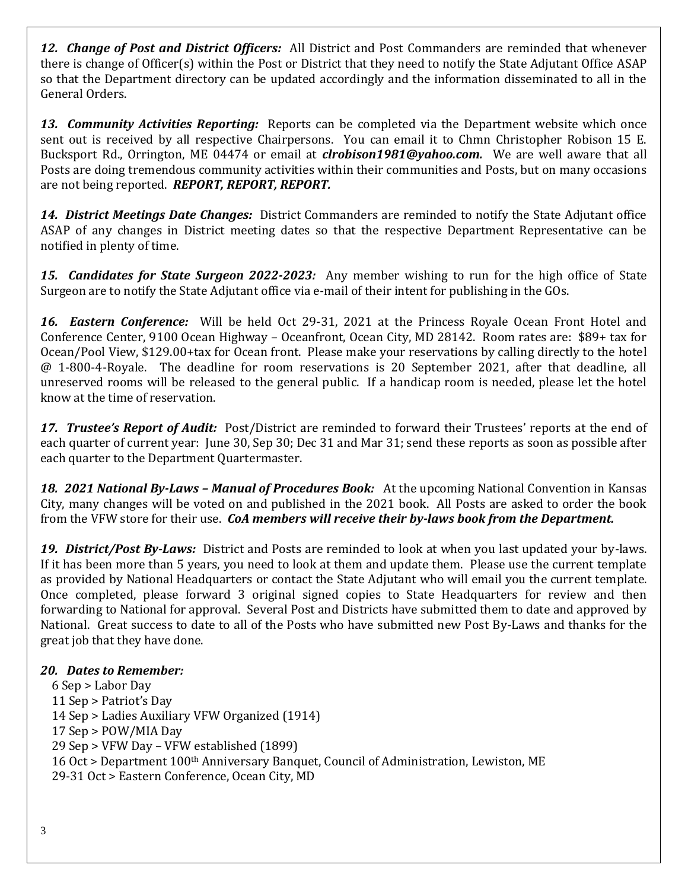***12. Change of Post and District Officers:*** All District and Post Commanders are reminded that whenever there is change of Officer(s) within the Post or District that they need to notify the State Adjutant Office ASAP so that the Department directory can be updated accordingly and the information disseminated to all in the General Orders.

***13. Community Activities Reporting:*** Reports can be completed via the Department website which once sent out is received by all respective Chairpersons. You can email it to Chmn Christopher Robison 15 E. Bucksport Rd., Orrington, ME 04474 or email at ***clrobison1981@yahoo.com.*** We are well aware that all Posts are doing tremendous community activities within their communities and Posts, but on many occasions are not being reported. ***REPORT, REPORT, REPORT.***

***14. District Meetings Date Changes:*** District Commanders are reminded to notify the State Adjutant office ASAP of any changes in District meeting dates so that the respective Department Representative can be notified in plenty of time.

***15. Candidates for State Surgeon 2022-2023:*** Any member wishing to run for the high office of State Surgeon are to notify the State Adjutant office via e-mail of their intent for publishing in the GOs.

***16. Eastern Conference:*** Will be held Oct 29-31, 2021 at the Princess Royale Ocean Front Hotel and Conference Center, 9100 Ocean Highway – Oceanfront, Ocean City, MD 28142. Room rates are: $89+ tax for Ocean/Pool View, $129.00+tax for Ocean front. Please make your reservations by calling directly to the hotel @ 1-800-4-Royale. The deadline for room reservations is 20 September 2021, after that deadline, all unreserved rooms will be released to the general public. If a handicap room is needed, please let the hotel know at the time of reservation.

***17. Trustee's Report of Audit:*** Post/District are reminded to forward their Trustees' reports at the end of each quarter of current year: June 30, Sep 30; Dec 31 and Mar 31; send these reports as soon as possible after each quarter to the Department Quartermaster.

***18. 2021 National By-Laws – Manual of Procedures Book:*** At the upcoming National Convention in Kansas City, many changes will be voted on and published in the 2021 book. All Posts are asked to order the book from the VFW store for their use. ***CoA members will receive their by-laws book from the Department.***

***19. District/Post By-Laws:*** District and Posts are reminded to look at when you last updated your by-laws. If it has been more than 5 years, you need to look at them and update them. Please use the current template as provided by National Headquarters or contact the State Adjutant who will email you the current template. Once completed, please forward 3 original signed copies to State Headquarters for review and then forwarding to National for approval. Several Post and Districts have submitted them to date and approved by National. Great success to date to all of the Posts who have submitted new Post By-Laws and thanks for the great job that they have done.

***20. Dates to Remember:***

6 Sep > Labor Day
11 Sep > Patriot's Day
14 Sep > Ladies Auxiliary VFW Organized (1914)
17 Sep > POW/MIA Day
29 Sep > VFW Day – VFW established (1899)
16 Oct > Department 100th Anniversary Banquet, Council of Administration, Lewiston, ME
29-31 Oct > Eastern Conference, Ocean City, MD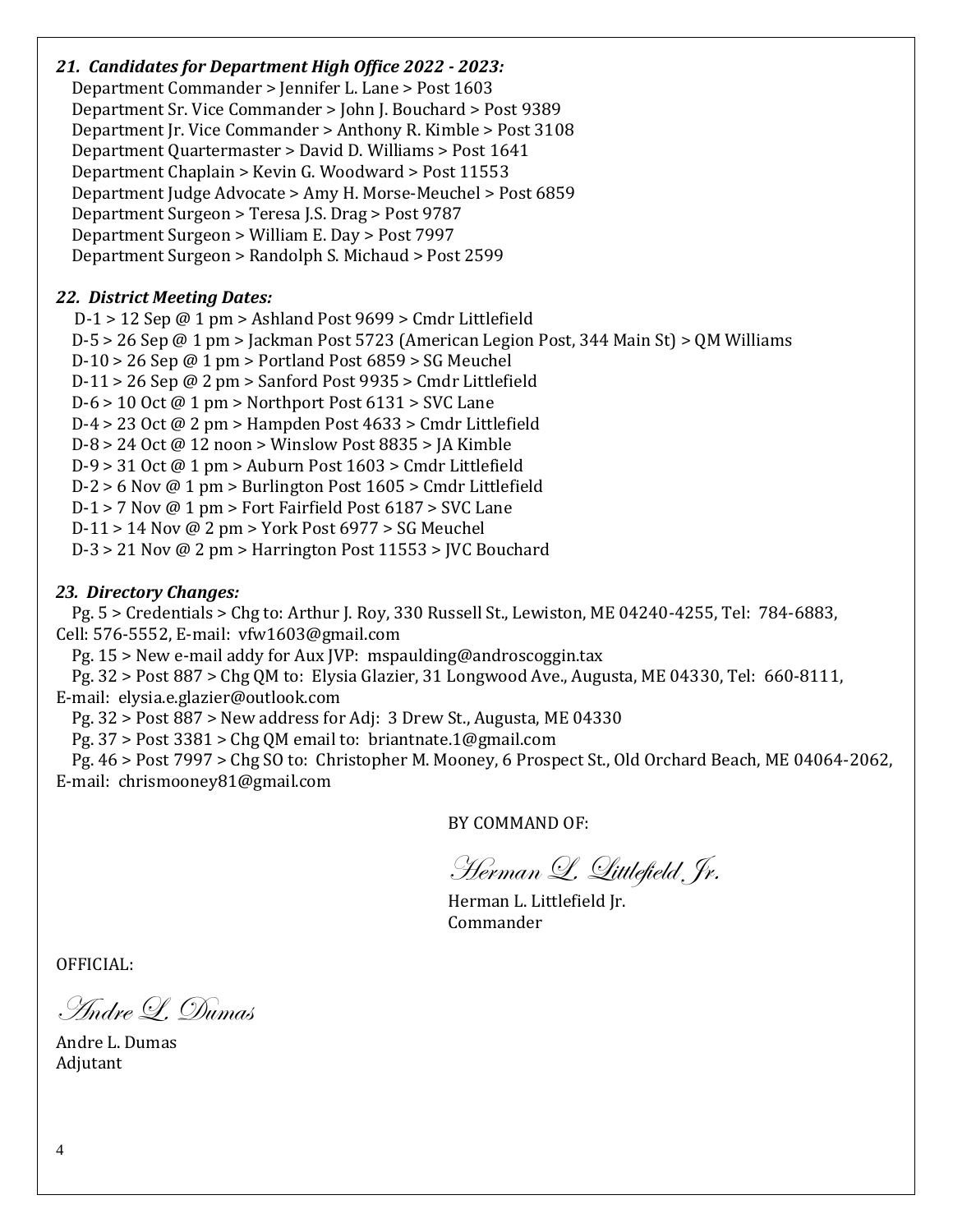***21. Candidates for Department High Office 2022 - 2023:***

Department Commander > Jennifer L. Lane > Post 1603
Department Sr. Vice Commander > John J. Bouchard > Post 9389
Department Jr. Vice Commander > Anthony R. Kimble > Post 3108
Department Quartermaster > David D. Williams > Post 1641
Department Chaplain > Kevin G. Woodward > Post 11553
Department Judge Advocate > Amy H. Morse-Meuchel > Post 6859
Department Surgeon > Teresa J.S. Drag > Post 9787
Department Surgeon > William E. Day > Post 7997
Department Surgeon > Randolph S. Michaud > Post 2599

***22. District Meeting Dates:***

D-1 > 12 Sep @ 1 pm > Ashland Post 9699 > Cmdr Littlefield
D-5 > 26 Sep @ 1 pm > Jackman Post 5723 (American Legion Post, 344 Main St) > QM Williams
D-10 > 26 Sep @ 1 pm > Portland Post 6859 > SG Meuchel
D-11 > 26 Sep @ 2 pm > Sanford Post 9935 > Cmdr Littlefield
D-6 > 10 Oct @ 1 pm > Northport Post 6131 > SVC Lane
D-4 > 23 Oct @ 2 pm > Hampden Post 4633 > Cmdr Littlefield
D-8 > 24 Oct @ 12 noon > Winslow Post 8835 > JA Kimble
D-9 > 31 Oct @ 1 pm > Auburn Post 1603 > Cmdr Littlefield
D-2 > 6 Nov @ 1 pm > Burlington Post 1605 > Cmdr Littlefield
D-1 > 7 Nov @ 1 pm > Fort Fairfield Post 6187 > SVC Lane
D-11 > 14 Nov @ 2 pm > York Post 6977 > SG Meuchel
D-3 > 21 Nov @ 2 pm > Harrington Post 11553 > JVC Bouchard

***23. Directory Changes:***

Pg. 5 > Credentials > Chg to: Arthur J. Roy, 330 Russell St., Lewiston, ME 04240-4255, Tel: 784-6883, Cell: 576-5552, E-mail: vfw1603@gmail.com
Pg. 15 > New e-mail addy for Aux JVP: mspaulding@androscoggin.tax
Pg. 32 > Post 887 > Chg QM to: Elysia Glazier, 31 Longwood Ave., Augusta, ME 04330, Tel: 660-8111, E-mail: elysia.e.glazier@outlook.com
Pg. 32 > Post 887 > New address for Adj: 3 Drew St., Augusta, ME 04330
Pg. 37 > Post 3381 > Chg QM email to: briantnate.1@gmail.com
Pg. 46 > Post 7997 > Chg SO to: Christopher M. Mooney, 6 Prospect St., Old Orchard Beach, ME 04064-2062, E-mail: chrismooney81@gmail.com

BY COMMAND OF:

*Herman L. Littlefield Jr.*

Herman L. Littlefield Jr.
Commander

OFFICIAL:

*Andre L. Dumas*

Andre L. Dumas
Adjutant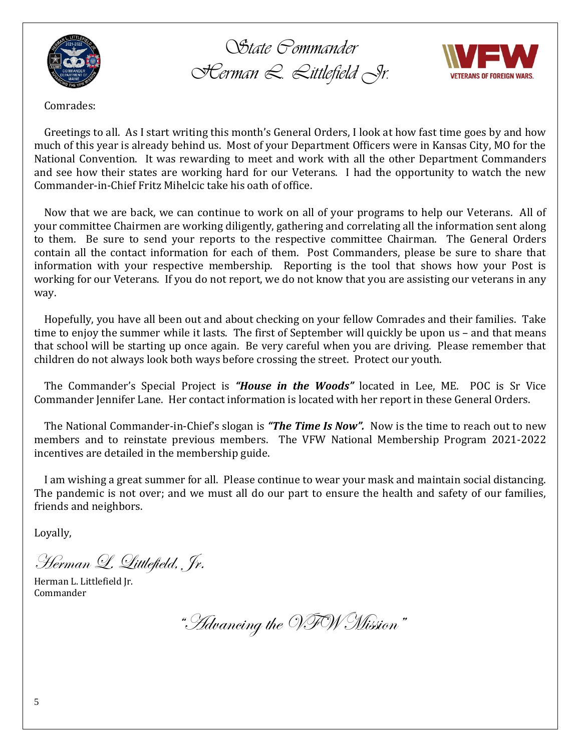# State Commander
# Herman L. Littlefield Jr.

Comrades:

Greetings to all. As I start writing this month's General Orders, I look at how fast time goes by and how much of this year is already behind us. Most of your Department Officers were in Kansas City, MO for the National Convention. It was rewarding to meet and work with all the other Department Commanders and see how their states are working hard for our Veterans. I had the opportunity to watch the new Commander-in-Chief Fritz Mihelcic take his oath of office.

Now that we are back, we can continue to work on all of your programs to help our Veterans. All of your committee Chairmen are working diligently, gathering and correlating all the information sent along to them. Be sure to send your reports to the respective committee Chairman. The General Orders contain all the contact information for each of them. Post Commanders, please be sure to share that information with your respective membership. Reporting is the tool that shows how your Post is working for our Veterans. If you do not report, we do not know that you are assisting our veterans in any way.

Hopefully, you have all been out and about checking on your fellow Comrades and their families. Take time to enjoy the summer while it lasts. The first of September will quickly be upon us – and that means that school will be starting up once again. Be very careful when you are driving. Please remember that children do not always look both ways before crossing the street. Protect our youth.

The Commander's Special Project is ***"House in the Woods"*** located in Lee, ME. POC is Sr Vice Commander Jennifer Lane. Her contact information is located with her report in these General Orders.

The National Commander-in-Chief's slogan is ***"The Time Is Now".*** Now is the time to reach out to new members and to reinstate previous members. The VFW National Membership Program 2021-2022 incentives are detailed in the membership guide.

I am wishing a great summer for all. Please continue to wear your mask and maintain social distancing. The pandemic is not over; and we must all do our part to ensure the health and safety of our families, friends and neighbors.

Loyally,

*Herman L. Littlefield, Jr.*

Herman L. Littlefield Jr.
Commander

*"Advancing the VFW Mission"*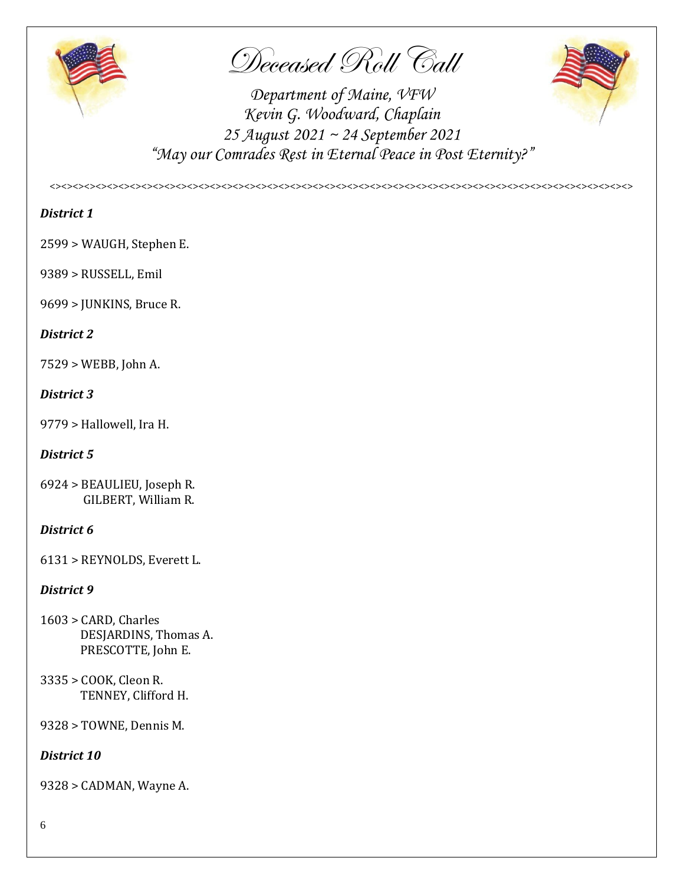# Deceased Roll Call

*Department of Maine, VFW*
*Kevin G. Woodward, Chaplain*
*25 August 2021 ~ 24 September 2021*
*"May our Comrades Rest in Eternal Peace in Post Eternity?"*

<><><><><><><><><><><><><><><><><><><><><><><><><><><><><><><><><><><><><><><><><><><><><><><><><><><><><><><><><><><><><><><><><><><><><><><><><><><><><><><><><><><><><><><><><>

***District 1***

2599 > WAUGH, Stephen E.

9389 > RUSSELL, Emil

9699 > JUNKINS, Bruce R.

***District 2***

7529 > WEBB, John A.

***District 3***

9779 > Hallowell, Ira H.

***District 5***

6924 > BEAULIEU, Joseph R.
GILBERT, William R.

***District 6***

6131 > REYNOLDS, Everett L.

***District 9***

1603 > CARD, Charles
DESJARDINS, Thomas A.
PRESCOTTE, John E.

3335 > COOK, Cleon R.
TENNEY, Clifford H.

9328 > TOWNE, Dennis M.

***District 10***

9328 > CADMAN, Wayne A.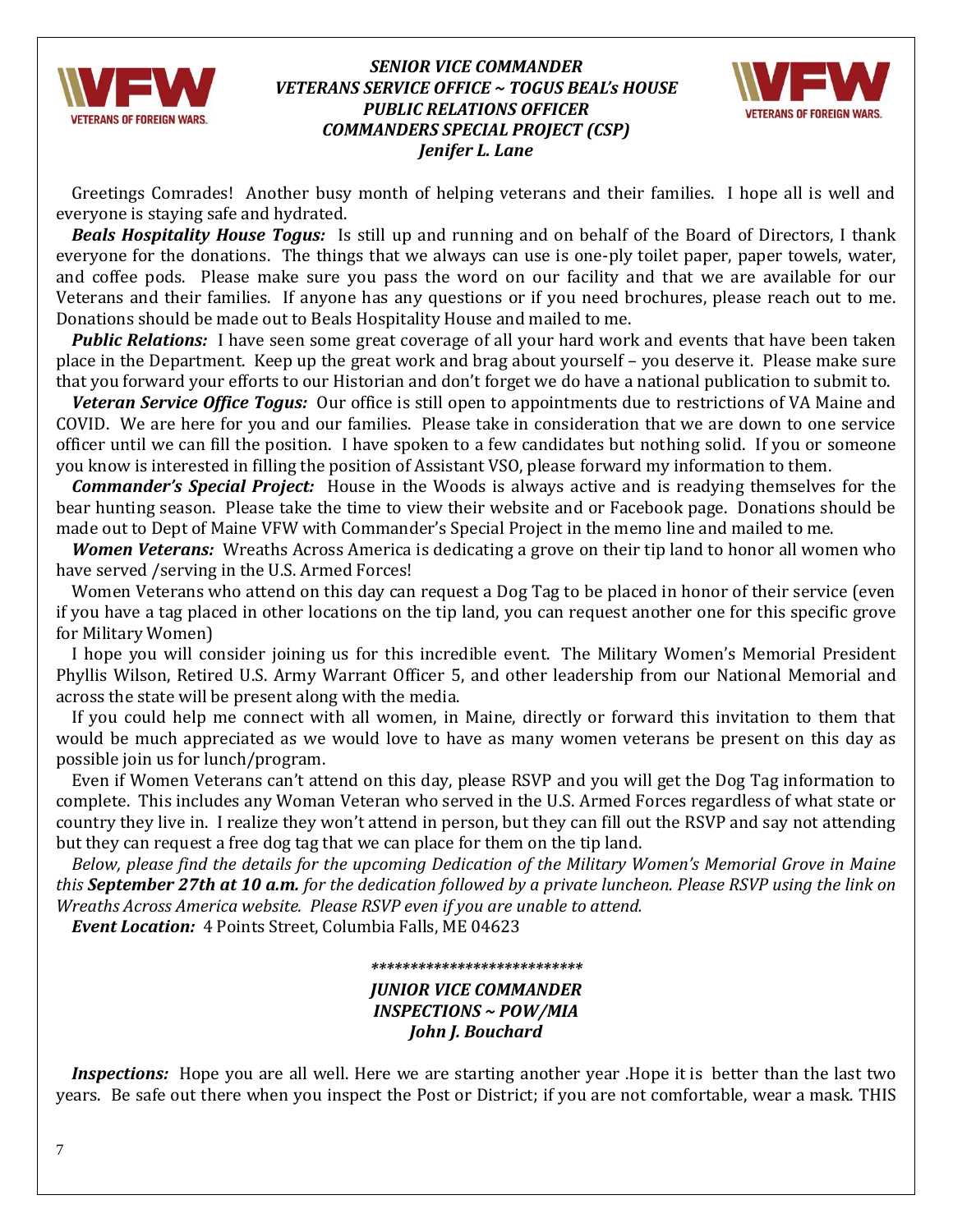### *SENIOR VICE COMMANDER*
### *VETERANS SERVICE OFFICE ~ TOGUS BEAL's HOUSE*
### *PUBLIC RELATIONS OFFICER*
### *COMMANDERS SPECIAL PROJECT (CSP)*
### *Jenifer L. Lane*

Greetings Comrades! Another busy month of helping veterans and their families. I hope all is well and everyone is staying safe and hydrated.

***Beals Hospitality House Togus:*** Is still up and running and on behalf of the Board of Directors, I thank everyone for the donations. The things that we always can use is one-ply toilet paper, paper towels, water, and coffee pods. Please make sure you pass the word on our facility and that we are available for our Veterans and their families. If anyone has any questions or if you need brochures, please reach out to me. Donations should be made out to Beals Hospitality House and mailed to me.

***Public Relations:*** I have seen some great coverage of all your hard work and events that have been taken place in the Department. Keep up the great work and brag about yourself – you deserve it. Please make sure that you forward your efforts to our Historian and don't forget we do have a national publication to submit to.

***Veteran Service Office Togus:*** Our office is still open to appointments due to restrictions of VA Maine and COVID. We are here for you and our families. Please take in consideration that we are down to one service officer until we can fill the position. I have spoken to a few candidates but nothing solid. If you or someone you know is interested in filling the position of Assistant VSO, please forward my information to them.

***Commander's Special Project:*** House in the Woods is always active and is readying themselves for the bear hunting season. Please take the time to view their website and or Facebook page. Donations should be made out to Dept of Maine VFW with Commander's Special Project in the memo line and mailed to me.

***Women Veterans:*** Wreaths Across America is dedicating a grove on their tip land to honor all women who have served /serving in the U.S. Armed Forces!

Women Veterans who attend on this day can request a Dog Tag to be placed in honor of their service (even if you have a tag placed in other locations on the tip land, you can request another one for this specific grove for Military Women)

I hope you will consider joining us for this incredible event. The Military Women's Memorial President Phyllis Wilson, Retired U.S. Army Warrant Officer 5, and other leadership from our National Memorial and across the state will be present along with the media.

If you could help me connect with all women, in Maine, directly or forward this invitation to them that would be much appreciated as we would love to have as many women veterans be present on this day as possible join us for lunch/program.

Even if Women Veterans can't attend on this day, please RSVP and you will get the Dog Tag information to complete. This includes any Woman Veteran who served in the U.S. Armed Forces regardless of what state or country they live in. I realize they won't attend in person, but they can fill out the RSVP and say not attending but they can request a free dog tag that we can place for them on the tip land.

*Below, please find the details for the upcoming Dedication of the Military Women's Memorial Grove in Maine this* ***September 27th at 10 a.m.*** *for the dedication followed by a private luncheon. Please RSVP using the link on Wreaths Across America website. Please RSVP even if you are unable to attend.*

***Event Location:*** 4 Points Street, Columbia Falls, ME 04623

***************************

### *JUNIOR VICE COMMANDER*
### *INSPECTIONS ~ POW/MIA*
### *John J. Bouchard*

***Inspections:*** Hope you are all well. Here we are starting another year .Hope it is better than the last two years. Be safe out there when you inspect the Post or District; if you are not comfortable, wear a mask. THIS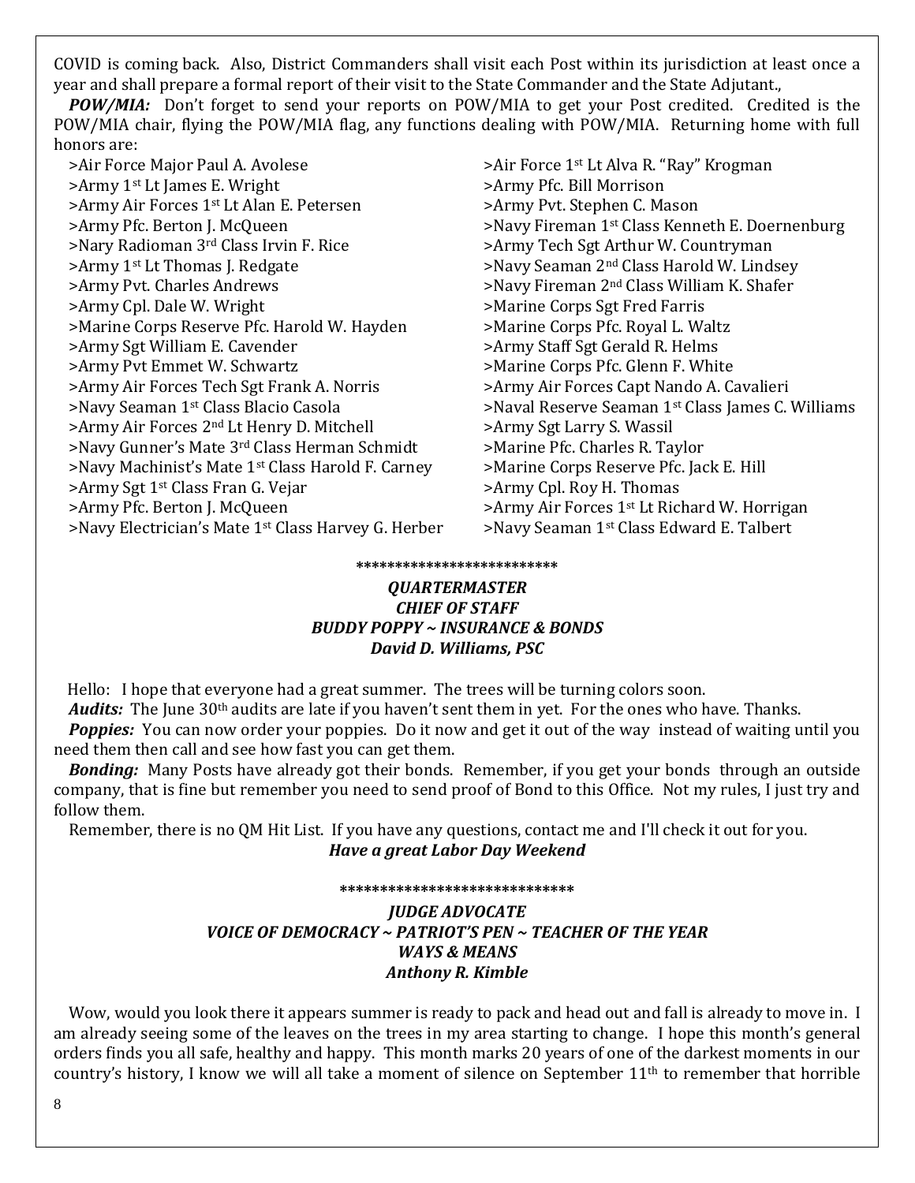COVID is coming back. Also, District Commanders shall visit each Post within its jurisdiction at least once a year and shall prepare a formal report of their visit to the State Commander and the State Adjutant.,

***POW/MIA:*** Don't forget to send your reports on POW/MIA to get your Post credited. Credited is the POW/MIA chair, flying the POW/MIA flag, any functions dealing with POW/MIA. Returning home with full honors are:

>Air Force Major Paul A. Avolese
>Army 1st Lt James E. Wright
>Army Air Forces 1st Lt Alan E. Petersen
>Army Pfc. Berton J. McQueen
>Nary Radioman 3rd Class Irvin F. Rice
>Army 1st Lt Thomas J. Redgate
>Army Pvt. Charles Andrews
>Army Cpl. Dale W. Wright
>Marine Corps Reserve Pfc. Harold W. Hayden
>Army Sgt William E. Cavender
>Army Pvt Emmet W. Schwartz
>Army Air Forces Tech Sgt Frank A. Norris
>Navy Seaman 1st Class Blacio Casola
>Army Air Forces 2nd Lt Henry D. Mitchell
>Navy Gunner's Mate 3rd Class Herman Schmidt
>Navy Machinist's Mate 1st Class Harold F. Carney
>Army Sgt 1st Class Fran G. Vejar
>Army Pfc. Berton J. McQueen
>Navy Electrician's Mate 1st Class Harvey G. Herber
>Air Force 1st Lt Alva R. "Ray" Krogman
>Army Pfc. Bill Morrison
>Army Pvt. Stephen C. Mason
>Navy Fireman 1st Class Kenneth E. Doernenburg
>Army Tech Sgt Arthur W. Countryman
>Navy Seaman 2nd Class Harold W. Lindsey
>Navy Fireman 2nd Class William K. Shafer
>Marine Corps Sgt Fred Farris
>Marine Corps Pfc. Royal L. Waltz
>Army Staff Sgt Gerald R. Helms
>Marine Corps Pfc. Glenn F. White
>Army Air Forces Capt Nando A. Cavalieri
>Naval Reserve Seaman 1st Class James C. Williams
>Army Sgt Larry S. Wassil
>Marine Pfc. Charles R. Taylor
>Marine Corps Reserve Pfc. Jack E. Hill
>Army Cpl. Roy H. Thomas
>Army Air Forces 1st Lt Richard W. Horrigan
>Navy Seaman 1st Class Edward E. Talbert

*************************

***QUARTERMASTER***
***CHIEF OF STAFF***
***BUDDY POPPY ~ INSURANCE & BONDS***
***David D. Williams, PSC***

Hello: I hope that everyone had a great summer. The trees will be turning colors soon.

***Audits:*** The June 30th audits are late if you haven't sent them in yet. For the ones who have. Thanks.

***Poppies:*** You can now order your poppies. Do it now and get it out of the way instead of waiting until you need them then call and see how fast you can get them.

***Bonding:*** Many Posts have already got their bonds. Remember, if you get your bonds through an outside company, that is fine but remember you need to send proof of Bond to this Office. Not my rules, I just try and follow them.

Remember, there is no QM Hit List. If you have any questions, contact me and I'll check it out for you.

***Have a great Labor Day Weekend***

*****************************

***JUDGE ADVOCATE***
***VOICE OF DEMOCRACY ~ PATRIOT'S PEN ~ TEACHER OF THE YEAR***
***WAYS & MEANS***
***Anthony R. Kimble***

Wow, would you look there it appears summer is ready to pack and head out and fall is already to move in. I am already seeing some of the leaves on the trees in my area starting to change. I hope this month's general orders finds you all safe, healthy and happy. This month marks 20 years of one of the darkest moments in our country's history, I know we will all take a moment of silence on September 11th to remember that horrible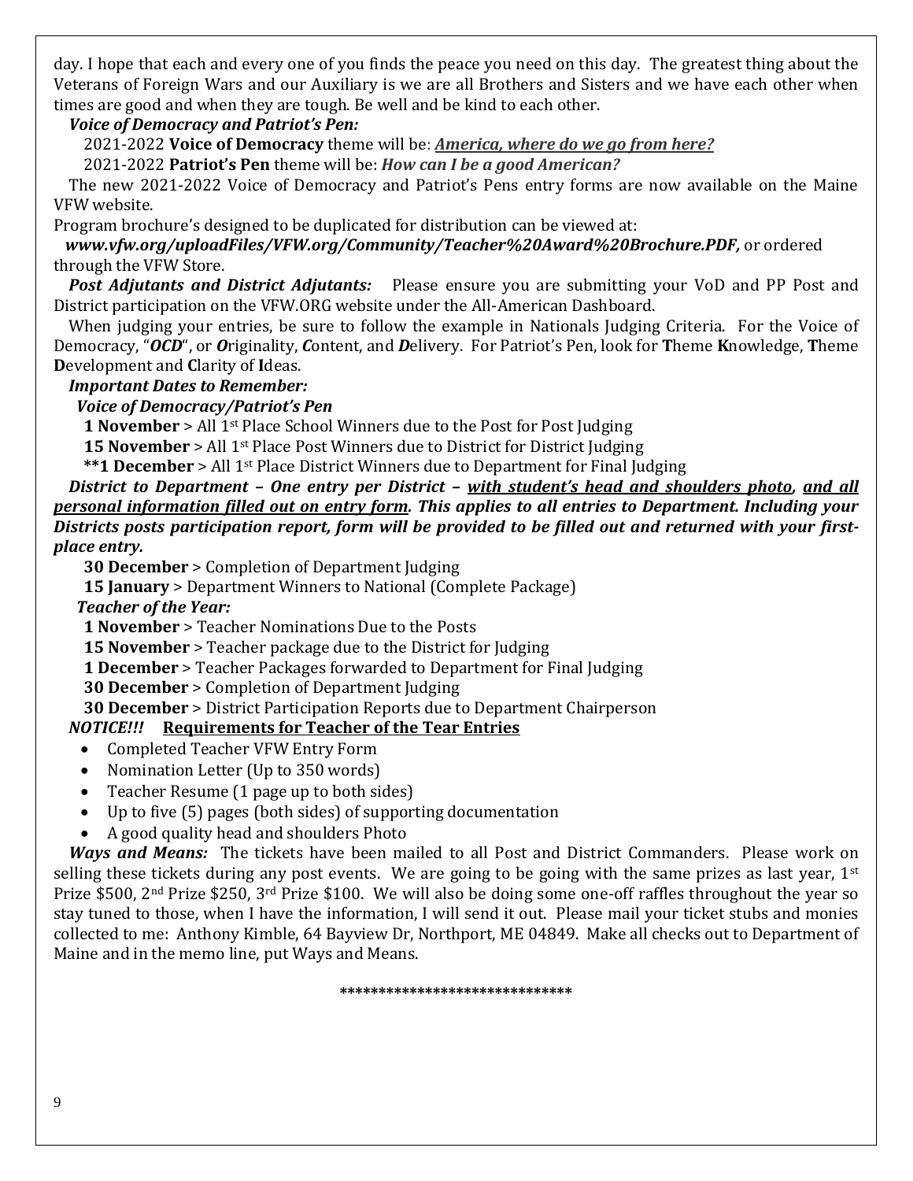day. I hope that each and every one of you finds the peace you need on this day. The greatest thing about the Veterans of Foreign Wars and our Auxiliary is we are all Brothers and Sisters and we have each other when times are good and when they are tough. Be well and be kind to each other.

***Voice of Democracy and Patriot's Pen:***

2021-2022 **Voice of Democracy** theme will be: ***America, where do we go from here?***

2021-2022 **Patriot's Pen** theme will be: ***How can I be a good American?***

The new 2021-2022 Voice of Democracy and Patriot's Pens entry forms are now available on the Maine VFW website.

Program brochure's designed to be duplicated for distribution can be viewed at: ***www.vfw.org/uploadFiles/VFW.org/Community/Teacher%20Award%20Brochure.PDF,*** or ordered through the VFW Store.

***Post Adjutants and District Adjutants:*** Please ensure you are submitting your VoD and PP Post and District participation on the VFW.ORG website under the All-American Dashboard.

When judging your entries, be sure to follow the example in Nationals Judging Criteria. For the Voice of Democracy, "***OCD***", or ***O***riginality, ***C***ontent, and ***D***elivery. For Patriot's Pen, look for **T**heme **K**nowledge, **T**heme **D**evelopment and **C**larity of **I**deas.

***Important Dates to Remember:***

***Voice of Democracy/Patriot's Pen***

**1 November** > All 1st Place School Winners due to the Post for Post Judging

**15 November** > All 1st Place Post Winners due to District for District Judging

****1 December** > All 1st Place District Winners due to Department for Final Judging

***District to Department – One entry per District – with student's head and shoulders photo, and all personal information filled out on entry form. This applies to all entries to Department. Including your Districts posts participation report, form will be provided to be filled out and returned with your first-place entry.***

**30 December** > Completion of Department Judging

**15 January** > Department Winners to National (Complete Package)

***Teacher of the Year:***

**1 November** > Teacher Nominations Due to the Posts

**15 November** > Teacher package due to the District for Judging

**1 December** > Teacher Packages forwarded to Department for Final Judging

**30 December** > Completion of Department Judging

**30 December** > District Participation Reports due to Department Chairperson

***NOTICE!!!*** **Requirements for Teacher of the Tear Entries**

- Completed Teacher VFW Entry Form
- Nomination Letter (Up to 350 words)
- Teacher Resume (1 page up to both sides)
- Up to five (5) pages (both sides) of supporting documentation
- A good quality head and shoulders Photo

***Ways and Means:*** The tickets have been mailed to all Post and District Commanders. Please work on selling these tickets during any post events. We are going to be going with the same prizes as last year, 1st Prize $500, 2nd Prize $250, 3rd Prize $100. We will also be doing some one-off raffles throughout the year so stay tuned to those, when I have the information, I will send it out. Please mail your ticket stubs and monies collected to me: Anthony Kimble, 64 Bayview Dr, Northport, ME 04849. Make all checks out to Department of Maine and in the memo line, put Ways and Means.

******************************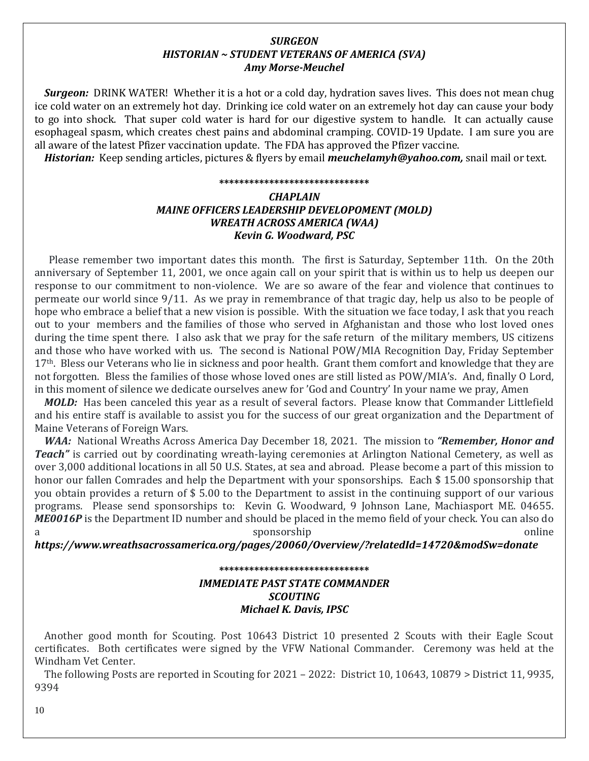***SURGEON***
***HISTORIAN ~ STUDENT VETERANS OF AMERICA (SVA)***
***Amy Morse-Meuchel***

***Surgeon:*** DRINK WATER! Whether it is a hot or a cold day, hydration saves lives. This does not mean chug ice cold water on an extremely hot day. Drinking ice cold water on an extremely hot day can cause your body to go into shock. That super cold water is hard for our digestive system to handle. It can actually cause esophageal spasm, which creates chest pains and abdominal cramping. COVID-19 Update. I am sure you are all aware of the latest Pfizer vaccination update. The FDA has approved the Pfizer vaccine.

***Historian:*** Keep sending articles, pictures & flyers by email ***meuchelamyh@yahoo.com,*** snail mail or text.

******************************

***CHAPLAIN***
***MAINE OFFICERS LEADERSHIP DEVELOPOMENT (MOLD)***
***WREATH ACROSS AMERICA (WAA)***
***Kevin G. Woodward, PSC***

Please remember two important dates this month. The first is Saturday, September 11th. On the 20th anniversary of September 11, 2001, we once again call on your spirit that is within us to help us deepen our response to our commitment to non-violence. We are so aware of the fear and violence that continues to permeate our world since 9/11. As we pray in remembrance of that tragic day, help us also to be people of hope who embrace a belief that a new vision is possible. With the situation we face today, I ask that you reach out to your members and the families of those who served in Afghanistan and those who lost loved ones during the time spent there. I also ask that we pray for the safe return of the military members, US citizens and those who have worked with us. The second is National POW/MIA Recognition Day, Friday September 17th. Bless our Veterans who lie in sickness and poor health. Grant them comfort and knowledge that they are not forgotten. Bless the families of those whose loved ones are still listed as POW/MIA's. And, finally O Lord, in this moment of silence we dedicate ourselves anew for 'God and Country' In your name we pray, Amen

***MOLD:*** Has been canceled this year as a result of several factors. Please know that Commander Littlefield and his entire staff is available to assist you for the success of our great organization and the Department of Maine Veterans of Foreign Wars.

***WAA:*** National Wreaths Across America Day December 18, 2021. The mission to ***"Remember, Honor and Teach"*** is carried out by coordinating wreath-laying ceremonies at Arlington National Cemetery, as well as over 3,000 additional locations in all 50 U.S. States, at sea and abroad. Please become a part of this mission to honor our fallen Comrades and help the Department with your sponsorships. Each $ 15.00 sponsorship that you obtain provides a return of $ 5.00 to the Department to assist in the continuing support of our various programs. Please send sponsorships to: Kevin G. Woodward, 9 Johnson Lane, Machiasport ME. 04655. ***ME0016P*** is the Department ID number and should be placed in the memo field of your check. You can also do a sponsorship online ***https://www.wreathsacrossamerica.org/pages/20060/Overview/?relatedId=14720&modSw=donate***

******************************

***IMMEDIATE PAST STATE COMMANDER***
***SCOUTING***
***Michael K. Davis, IPSC***

Another good month for Scouting. Post 10643 District 10 presented 2 Scouts with their Eagle Scout certificates. Both certificates were signed by the VFW National Commander. Ceremony was held at the Windham Vet Center.

The following Posts are reported in Scouting for 2021 – 2022: District 10, 10643, 10879 > District 11, 9935, 9394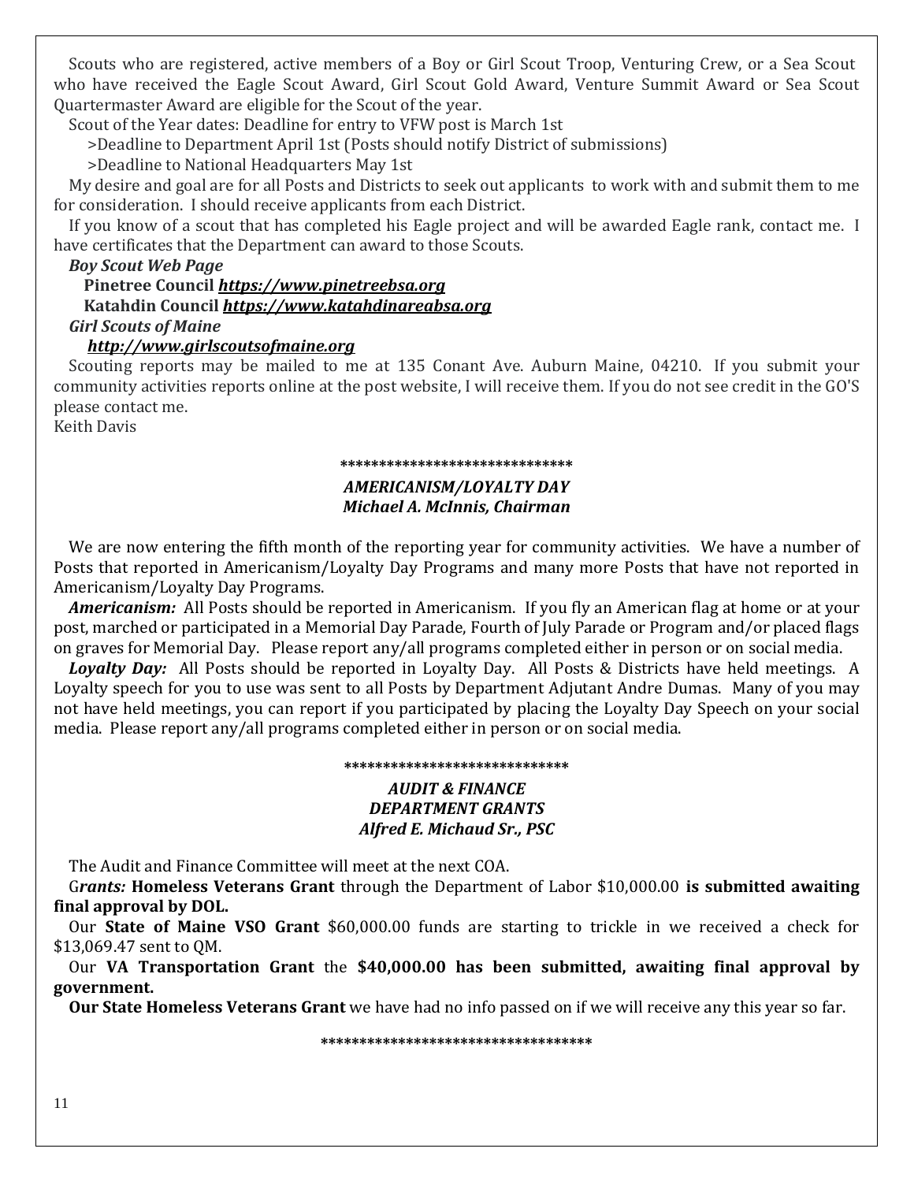Scouts who are registered, active members of a Boy or Girl Scout Troop, Venturing Crew, or a Sea Scout who have received the Eagle Scout Award, Girl Scout Gold Award, Venture Summit Award or Sea Scout Quartermaster Award are eligible for the Scout of the year.

Scout of the Year dates: Deadline for entry to VFW post is March 1st

>Deadline to Department April 1st (Posts should notify District of submissions)

>Deadline to National Headquarters May 1st

My desire and goal are for all Posts and Districts to seek out applicants to work with and submit them to me for consideration. I should receive applicants from each District.

If you know of a scout that has completed his Eagle project and will be awarded Eagle rank, contact me. I have certificates that the Department can award to those Scouts.

***Boy Scout Web Page***

**Pinetree Council *https://www.pinetreebsa.org***

**Katahdin Council *https://www.katahdinareabsa.org***

***Girl Scouts of Maine***

***http://www.girlscoutsofmaine.org***

Scouting reports may be mailed to me at 135 Conant Ave. Auburn Maine, 04210. If you submit your community activities reports online at the post website, I will receive them. If you do not see credit in the GO'S please contact me.

Keith Davis

**\*\*\*\*\*\*\*\*\*\*\*\*\*\*\*\*\*\*\*\*\*\*\*\*\*\*\*\*\*\***

***AMERICANISM/LOYALTY DAY***
***Michael A. McInnis, Chairman***

We are now entering the fifth month of the reporting year for community activities. We have a number of Posts that reported in Americanism/Loyalty Day Programs and many more Posts that have not reported in Americanism/Loyalty Day Programs.

***Americanism:*** All Posts should be reported in Americanism. If you fly an American flag at home or at your post, marched or participated in a Memorial Day Parade, Fourth of July Parade or Program and/or placed flags on graves for Memorial Day. Please report any/all programs completed either in person or on social media.

***Loyalty Day:*** All Posts should be reported in Loyalty Day. All Posts & Districts have held meetings. A Loyalty speech for you to use was sent to all Posts by Department Adjutant Andre Dumas. Many of you may not have held meetings, you can report if you participated by placing the Loyalty Day Speech on your social media. Please report any/all programs completed either in person or on social media.

**\*\*\*\*\*\*\*\*\*\*\*\*\*\*\*\*\*\*\*\*\*\*\*\*\*\*\*\*\***

***AUDIT & FINANCE***
***DEPARTMENT GRANTS***
***Alfred E. Michaud Sr., PSC***

The Audit and Finance Committee will meet at the next COA.

G***rants:*** **Homeless Veterans Grant** through the Department of Labor $10,000.00 **is submitted awaiting final approval by DOL.**

Our **State of Maine VSO Grant** $60,000.00 funds are starting to trickle in we received a check for $13,069.47 sent to QM.

Our **VA Transportation Grant** the **$40,000.00 has been submitted, awaiting final approval by government.**

**Our State Homeless Veterans Grant** we have had no info passed on if we will receive any this year so far.

**\*\*\*\*\*\*\*\*\*\*\*\*\*\*\*\*\*\*\*\*\*\*\*\*\*\*\*\*\*\*\*\*\*\*\***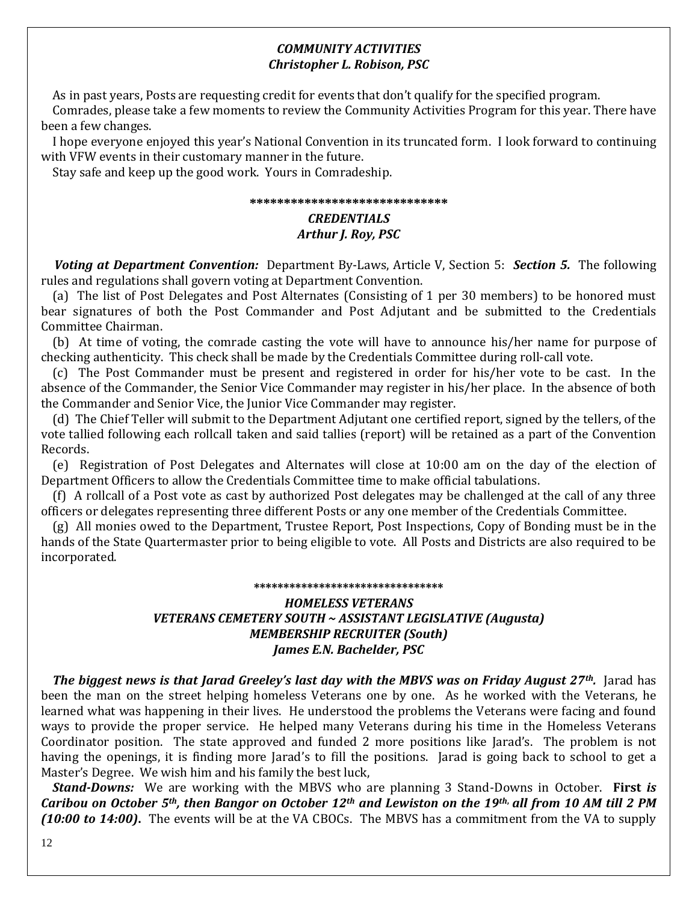### *COMMUNITY ACTIVITIES*
### *Christopher L. Robison, PSC*

As in past years, Posts are requesting credit for events that don't qualify for the specified program.

Comrades, please take a few moments to review the Community Activities Program for this year. There have been a few changes.

I hope everyone enjoyed this year's National Convention in its truncated form. I look forward to continuing with VFW events in their customary manner in the future.

Stay safe and keep up the good work. Yours in Comradeship.

******************************

### *CREDENTIALS*
### *Arthur J. Roy, PSC*

***Voting at Department Convention:*** Department By-Laws, Article V, Section 5: ***Section 5.*** The following rules and regulations shall govern voting at Department Convention.

(a) The list of Post Delegates and Post Alternates (Consisting of 1 per 30 members) to be honored must bear signatures of both the Post Commander and Post Adjutant and be submitted to the Credentials Committee Chairman.

(b) At time of voting, the comrade casting the vote will have to announce his/her name for purpose of checking authenticity. This check shall be made by the Credentials Committee during roll-call vote.

(c) The Post Commander must be present and registered in order for his/her vote to be cast. In the absence of the Commander, the Senior Vice Commander may register in his/her place. In the absence of both the Commander and Senior Vice, the Junior Vice Commander may register.

(d) The Chief Teller will submit to the Department Adjutant one certified report, signed by the tellers, of the vote tallied following each rollcall taken and said tallies (report) will be retained as a part of the Convention Records.

(e) Registration of Post Delegates and Alternates will close at 10:00 am on the day of the election of Department Officers to allow the Credentials Committee time to make official tabulations.

(f) A rollcall of a Post vote as cast by authorized Post delegates may be challenged at the call of any three officers or delegates representing three different Posts or any one member of the Credentials Committee.

(g) All monies owed to the Department, Trustee Report, Post Inspections, Copy of Bonding must be in the hands of the State Quartermaster prior to being eligible to vote. All Posts and Districts are also required to be incorporated.

********************************

### *HOMELESS VETERANS*
### *VETERANS CEMETERY SOUTH ~ ASSISTANT LEGISLATIVE (Augusta)*
### *MEMBERSHIP RECRUITER (South)*
### *James E.N. Bachelder, PSC*

***The biggest news is that Jarad Greeley's last day with the MBVS was on Friday August 27th.*** Jarad has been the man on the street helping homeless Veterans one by one. As he worked with the Veterans, he learned what was happening in their lives. He understood the problems the Veterans were facing and found ways to provide the proper service. He helped many Veterans during his time in the Homeless Veterans Coordinator position. The state approved and funded 2 more positions like Jarad's. The problem is not having the openings, it is finding more Jarad's to fill the positions. Jarad is going back to school to get a Master's Degree. We wish him and his family the best luck,

***Stand-Downs:*** We are working with the MBVS who are planning 3 Stand-Downs in October. **First *is Caribou on October 5th, then Bangor on October 12th and Lewiston on the 19th, all from 10 AM till 2 PM (10:00 to 14:00).*** The events will be at the VA CBOCs. The MBVS has a commitment from the VA to supply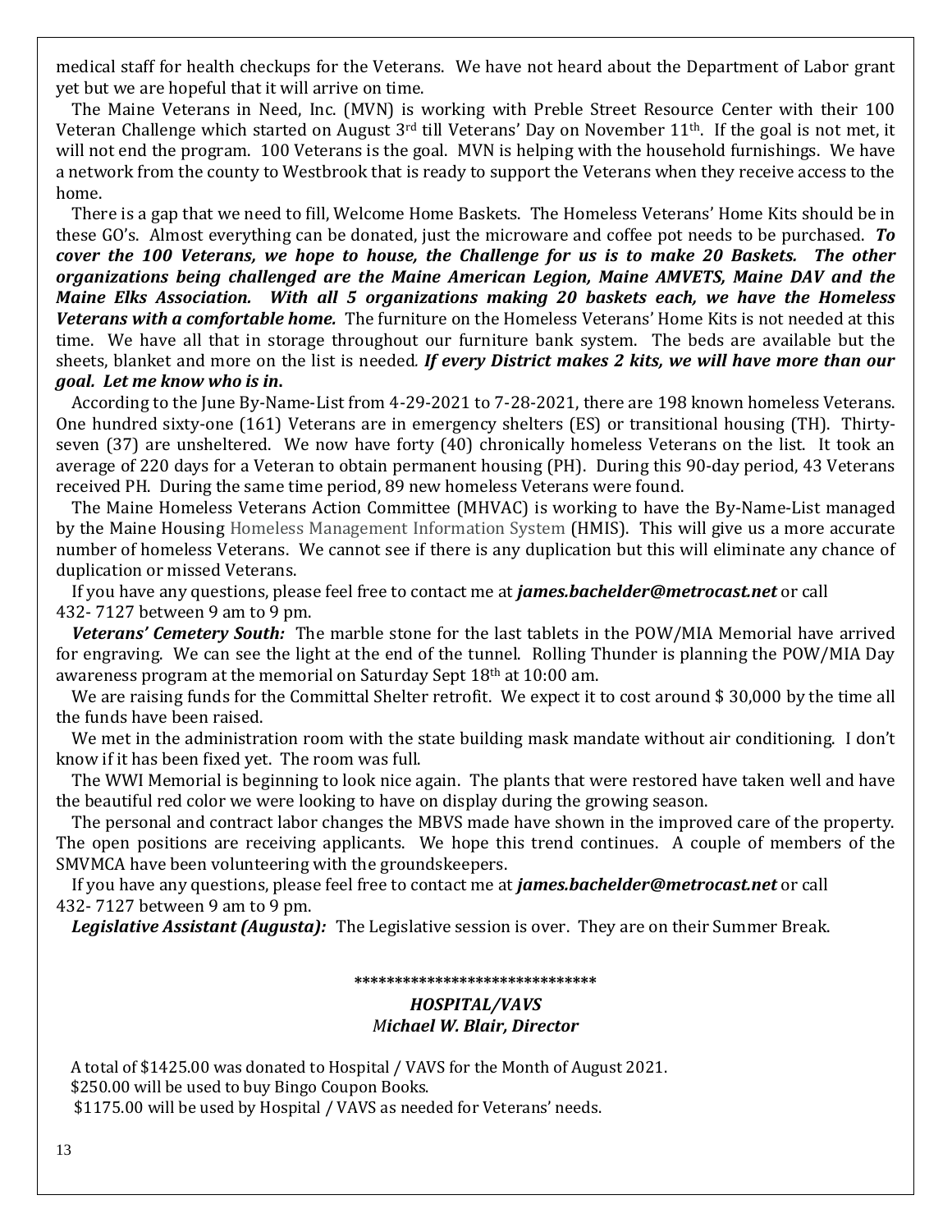medical staff for health checkups for the Veterans. We have not heard about the Department of Labor grant yet but we are hopeful that it will arrive on time.

The Maine Veterans in Need, Inc. (MVN) is working with Preble Street Resource Center with their 100 Veteran Challenge which started on August 3rd till Veterans' Day on November 11th. If the goal is not met, it will not end the program. 100 Veterans is the goal. MVN is helping with the household furnishings. We have a network from the county to Westbrook that is ready to support the Veterans when they receive access to the home.

There is a gap that we need to fill, Welcome Home Baskets. The Homeless Veterans' Home Kits should be in these GO's. Almost everything can be donated, just the microware and coffee pot needs to be purchased. ***To cover the 100 Veterans, we hope to house, the Challenge for us is to make 20 Baskets. The other organizations being challenged are the Maine American Legion, Maine AMVETS, Maine DAV and the Maine Elks Association. With all 5 organizations making 20 baskets each, we have the Homeless Veterans with a comfortable home.*** The furniture on the Homeless Veterans' Home Kits is not needed at this time. We have all that in storage throughout our furniture bank system. The beds are available but the sheets, blanket and more on the list is needed. ***If every District makes 2 kits, we will have more than our goal. Let me know who is in.***

According to the June By-Name-List from 4-29-2021 to 7-28-2021, there are 198 known homeless Veterans. One hundred sixty-one (161) Veterans are in emergency shelters (ES) or transitional housing (TH). Thirty-seven (37) are unsheltered. We now have forty (40) chronically homeless Veterans on the list. It took an average of 220 days for a Veteran to obtain permanent housing (PH). During this 90-day period, 43 Veterans received PH. During the same time period, 89 new homeless Veterans were found.

The Maine Homeless Veterans Action Committee (MHVAC) is working to have the By-Name-List managed by the Maine Housing Homeless Management Information System (HMIS). This will give us a more accurate number of homeless Veterans. We cannot see if there is any duplication but this will eliminate any chance of duplication or missed Veterans.

If you have any questions, please feel free to contact me at ***james.bachelder@metrocast.net*** or call 432- 7127 between 9 am to 9 pm.

***Veterans' Cemetery South:*** The marble stone for the last tablets in the POW/MIA Memorial have arrived for engraving. We can see the light at the end of the tunnel. Rolling Thunder is planning the POW/MIA Day awareness program at the memorial on Saturday Sept 18th at 10:00 am.

We are raising funds for the Committal Shelter retrofit. We expect it to cost around $ 30,000 by the time all the funds have been raised.

We met in the administration room with the state building mask mandate without air conditioning. I don't know if it has been fixed yet. The room was full.

The WWI Memorial is beginning to look nice again. The plants that were restored have taken well and have the beautiful red color we were looking to have on display during the growing season.

The personal and contract labor changes the MBVS made have shown in the improved care of the property. The open positions are receiving applicants. We hope this trend continues. A couple of members of the SMVMCA have been volunteering with the groundskeepers.

If you have any questions, please feel free to contact me at ***james.bachelder@metrocast.net*** or call 432- 7127 between 9 am to 9 pm.

***Legislative Assistant (Augusta):*** The Legislative session is over. They are on their Summer Break.

******************************

### *HOSPITAL/VAVS*
### *Michael W. Blair, Director*

A total of $1425.00 was donated to Hospital / VAVS for the Month of August 2021.
$250.00 will be used to buy Bingo Coupon Books.
$1175.00 will be used by Hospital / VAVS as needed for Veterans' needs.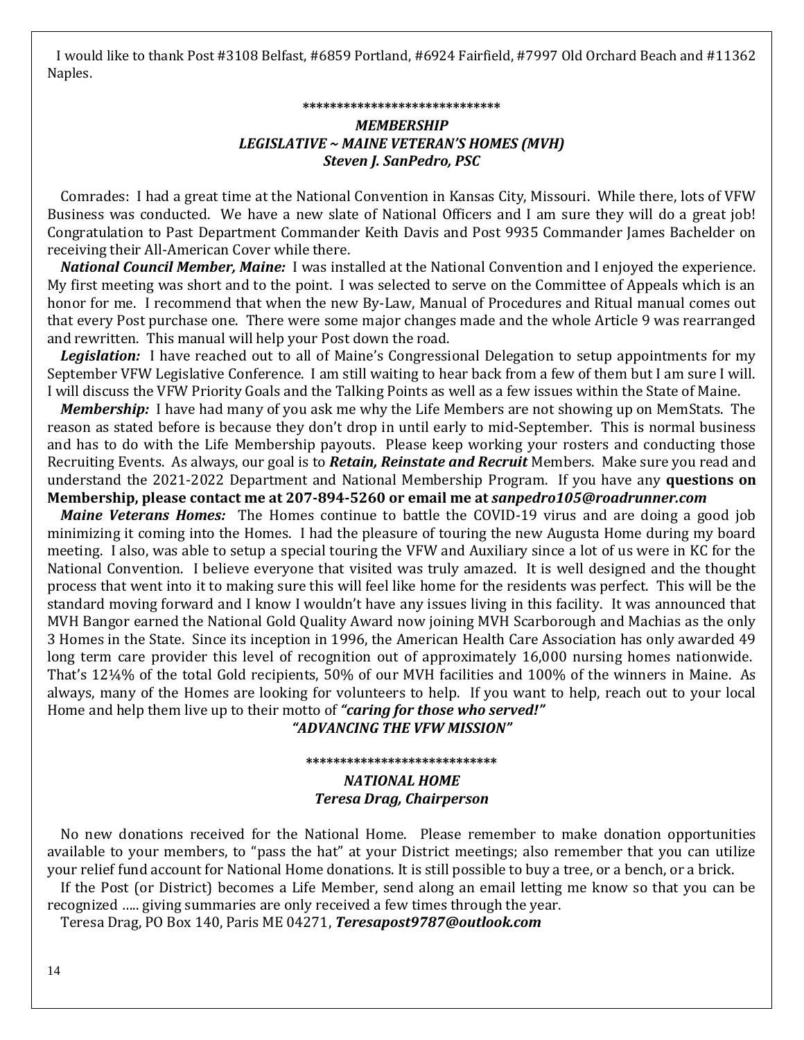I would like to thank Post #3108 Belfast, #6859 Portland, #6924 Fairfield, #7997 Old Orchard Beach and #11362 Naples.

****************************

### *MEMBERSHIP*
### *LEGISLATIVE ~ MAINE VETERAN'S HOMES (MVH)*
### *Steven J. SanPedro, PSC*

Comrades: I had a great time at the National Convention in Kansas City, Missouri. While there, lots of VFW Business was conducted. We have a new slate of National Officers and I am sure they will do a great job! Congratulation to Past Department Commander Keith Davis and Post 9935 Commander James Bachelder on receiving their All-American Cover while there.

***National Council Member, Maine:*** I was installed at the National Convention and I enjoyed the experience. My first meeting was short and to the point. I was selected to serve on the Committee of Appeals which is an honor for me. I recommend that when the new By-Law, Manual of Procedures and Ritual manual comes out that every Post purchase one. There were some major changes made and the whole Article 9 was rearranged and rewritten. This manual will help your Post down the road.

***Legislation:*** I have reached out to all of Maine's Congressional Delegation to setup appointments for my September VFW Legislative Conference. I am still waiting to hear back from a few of them but I am sure I will. I will discuss the VFW Priority Goals and the Talking Points as well as a few issues within the State of Maine.

***Membership:*** I have had many of you ask me why the Life Members are not showing up on MemStats. The reason as stated before is because they don't drop in until early to mid-September. This is normal business and has to do with the Life Membership payouts. Please keep working your rosters and conducting those Recruiting Events. As always, our goal is to ***Retain, Reinstate and Recruit*** Members. Make sure you read and understand the 2021-2022 Department and National Membership Program. If you have any **questions on Membership, please contact me at 207-894-5260 or email me at *sanpedro105@roadrunner.com***

***Maine Veterans Homes:*** The Homes continue to battle the COVID-19 virus and are doing a good job minimizing it coming into the Homes. I had the pleasure of touring the new Augusta Home during my board meeting. I also, was able to setup a special touring the VFW and Auxiliary since a lot of us were in KC for the National Convention. I believe everyone that visited was truly amazed. It is well designed and the thought process that went into it to making sure this will feel like home for the residents was perfect. This will be the standard moving forward and I know I wouldn't have any issues living in this facility. It was announced that MVH Bangor earned the National Gold Quality Award now joining MVH Scarborough and Machias as the only 3 Homes in the State. Since its inception in 1996, the American Health Care Association has only awarded 49 long term care provider this level of recognition out of approximately 16,000 nursing homes nationwide. That's 12¼% of the total Gold recipients, 50% of our MVH facilities and 100% of the winners in Maine. As always, many of the Homes are looking for volunteers to help. If you want to help, reach out to your local Home and help them live up to their motto of ***"caring for those who served!"***

***"ADVANCING THE VFW MISSION"***

***************************

### *NATIONAL HOME*
### *Teresa Drag, Chairperson*

No new donations received for the National Home. Please remember to make donation opportunities available to your members, to "pass the hat" at your District meetings; also remember that you can utilize your relief fund account for National Home donations. It is still possible to buy a tree, or a bench, or a brick.

If the Post (or District) becomes a Life Member, send along an email letting me know so that you can be recognized ….. giving summaries are only received a few times through the year.

Teresa Drag, PO Box 140, Paris ME 04271, ***Teresapost9787@outlook.com***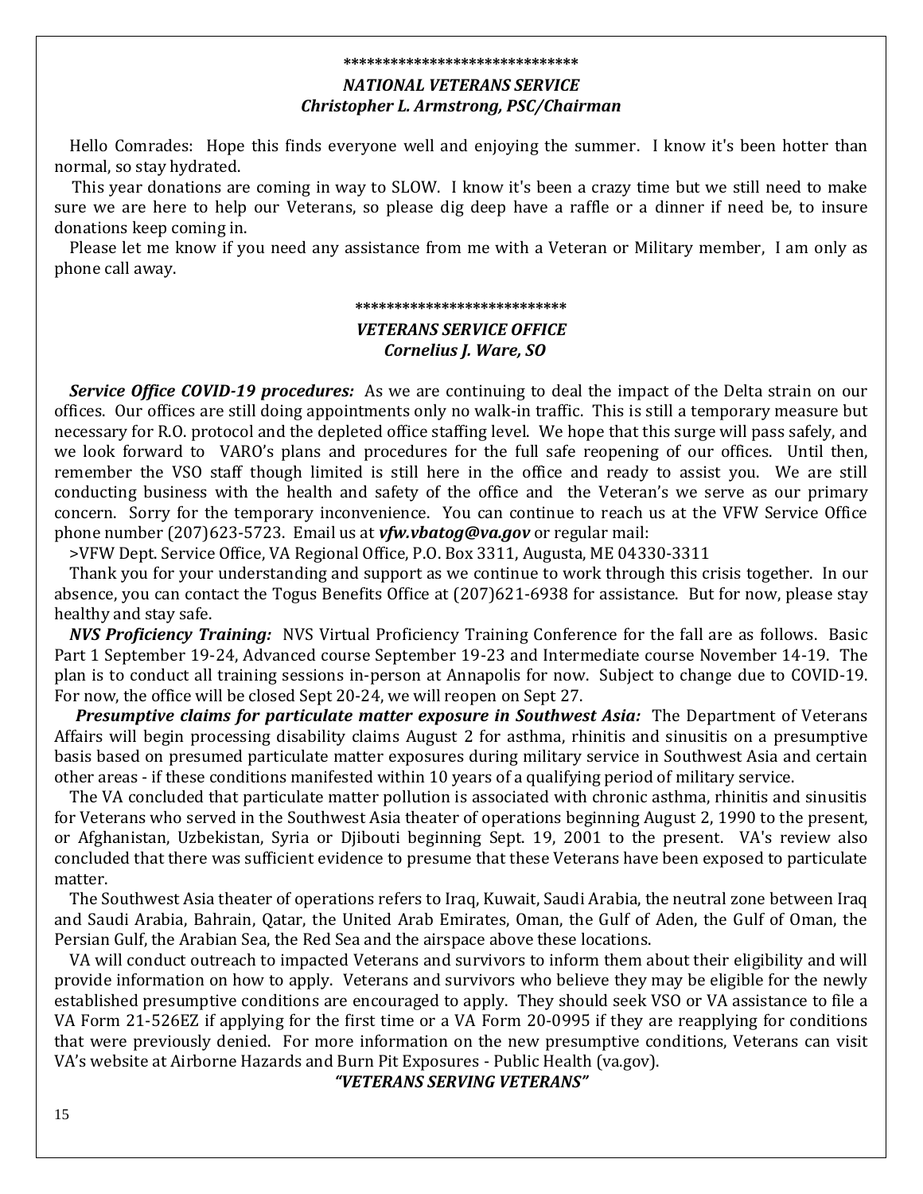******************************

### *NATIONAL VETERANS SERVICE*
### *Christopher L. Armstrong, PSC/Chairman*

Hello Comrades: Hope this finds everyone well and enjoying the summer. I know it's been hotter than normal, so stay hydrated.

This year donations are coming in way to SLOW. I know it's been a crazy time but we still need to make sure we are here to help our Veterans, so please dig deep have a raffle or a dinner if need be, to insure donations keep coming in.

Please let me know if you need any assistance from me with a Veteran or Military member, I am only as phone call away.

***************************

### *VETERANS SERVICE OFFICE*
### *Cornelius J. Ware, SO*

***Service Office COVID-19 procedures:*** As we are continuing to deal the impact of the Delta strain on our offices. Our offices are still doing appointments only no walk-in traffic. This is still a temporary measure but necessary for R.O. protocol and the depleted office staffing level. We hope that this surge will pass safely, and we look forward to VARO's plans and procedures for the full safe reopening of our offices. Until then, remember the VSO staff though limited is still here in the office and ready to assist you. We are still conducting business with the health and safety of the office and the Veteran's we serve as our primary concern. Sorry for the temporary inconvenience. You can continue to reach us at the VFW Service Office phone number (207)623-5723. Email us at ***vfw.vbatog@va.gov*** or regular mail:

>VFW Dept. Service Office, VA Regional Office, P.O. Box 3311, Augusta, ME 04330-3311

Thank you for your understanding and support as we continue to work through this crisis together. In our absence, you can contact the Togus Benefits Office at (207)621-6938 for assistance. But for now, please stay healthy and stay safe.

***NVS Proficiency Training:*** NVS Virtual Proficiency Training Conference for the fall are as follows. Basic Part 1 September 19-24, Advanced course September 19-23 and Intermediate course November 14-19. The plan is to conduct all training sessions in-person at Annapolis for now. Subject to change due to COVID-19. For now, the office will be closed Sept 20-24, we will reopen on Sept 27.

***Presumptive claims for particulate matter exposure in Southwest Asia:*** The Department of Veterans Affairs will begin processing disability claims August 2 for asthma, rhinitis and sinusitis on a presumptive basis based on presumed particulate matter exposures during military service in Southwest Asia and certain other areas - if these conditions manifested within 10 years of a qualifying period of military service.

The VA concluded that particulate matter pollution is associated with chronic asthma, rhinitis and sinusitis for Veterans who served in the Southwest Asia theater of operations beginning August 2, 1990 to the present, or Afghanistan, Uzbekistan, Syria or Djibouti beginning Sept. 19, 2001 to the present. VA's review also concluded that there was sufficient evidence to presume that these Veterans have been exposed to particulate matter.

The Southwest Asia theater of operations refers to Iraq, Kuwait, Saudi Arabia, the neutral zone between Iraq and Saudi Arabia, Bahrain, Qatar, the United Arab Emirates, Oman, the Gulf of Aden, the Gulf of Oman, the Persian Gulf, the Arabian Sea, the Red Sea and the airspace above these locations.

VA will conduct outreach to impacted Veterans and survivors to inform them about their eligibility and will provide information on how to apply. Veterans and survivors who believe they may be eligible for the newly established presumptive conditions are encouraged to apply. They should seek VSO or VA assistance to file a VA Form 21-526EZ if applying for the first time or a VA Form 20-0995 if they are reapplying for conditions that were previously denied. For more information on the new presumptive conditions, Veterans can visit VA's website at Airborne Hazards and Burn Pit Exposures - Public Health (va.gov).

***"VETERANS SERVING VETERANS"***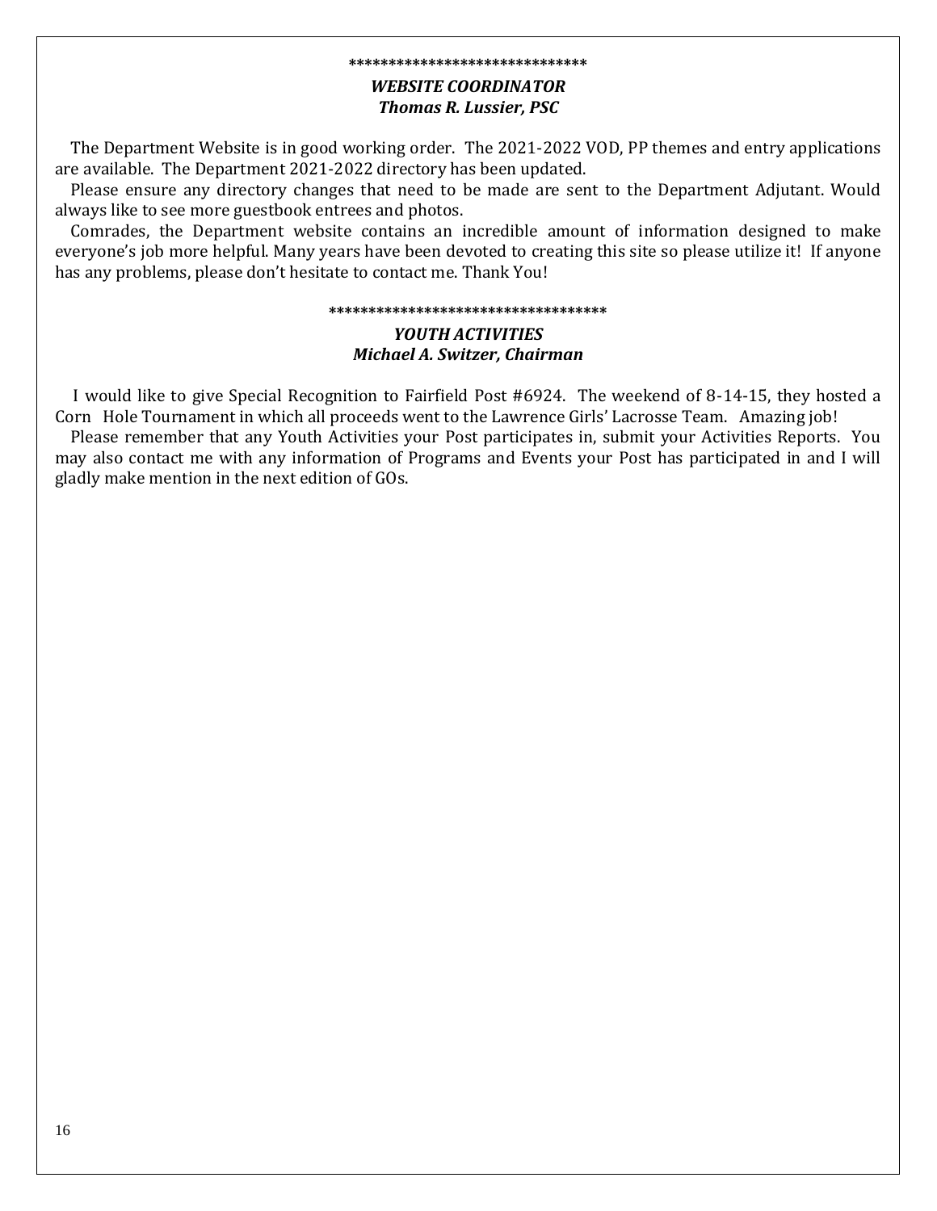******************************

***WEBSITE COORDINATOR***
***Thomas R. Lussier, PSC***

The Department Website is in good working order. The 2021-2022 VOD, PP themes and entry applications are available. The Department 2021-2022 directory has been updated.

Please ensure any directory changes that need to be made are sent to the Department Adjutant. Would always like to see more guestbook entrees and photos.

Comrades, the Department website contains an incredible amount of information designed to make everyone's job more helpful. Many years have been devoted to creating this site so please utilize it! If anyone has any problems, please don't hesitate to contact me. Thank You!

***********************************

***YOUTH ACTIVITIES***
***Michael A. Switzer, Chairman***

I would like to give Special Recognition to Fairfield Post #6924. The weekend of 8-14-15, they hosted a Corn Hole Tournament in which all proceeds went to the Lawrence Girls' Lacrosse Team. Amazing job!

Please remember that any Youth Activities your Post participates in, submit your Activities Reports. You may also contact me with any information of Programs and Events your Post has participated in and I will gladly make mention in the next edition of GOs.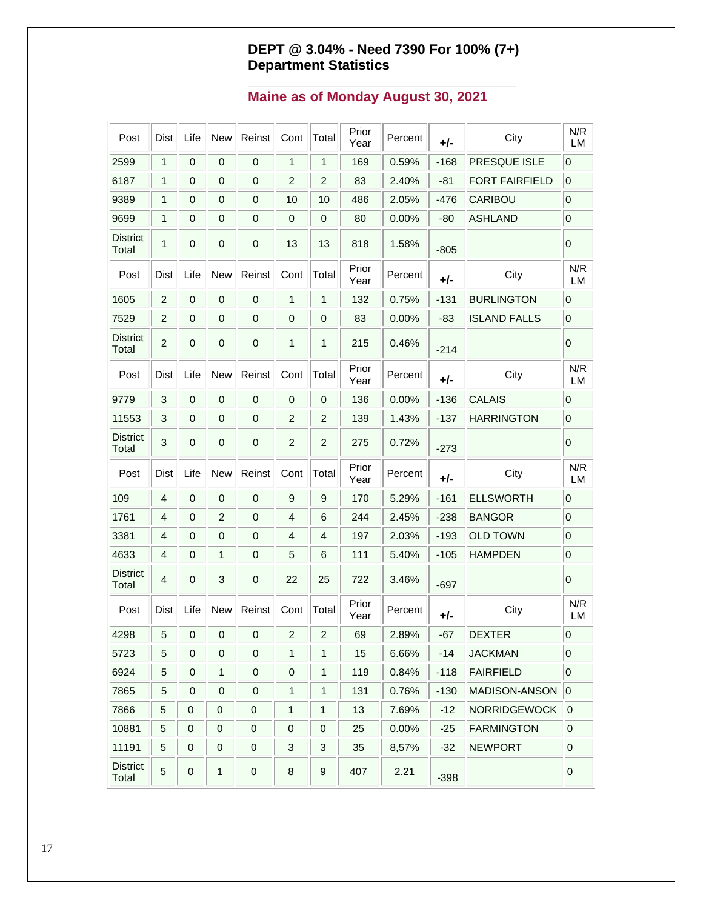## DEPT @ 3.04% - Need 7390 For 100% (7+)
## Department Statistics

### Maine as of Monday August 30, 2021

| Post | Dist | Life | New | Reinst | Cont | Total | Prior Year | Percent | +/- | City | N/R LM |
|---|---|---|---|---|---|---|---|---|---|---|---|
| 2599 | 1 | 0 | 0 | 0 | 1 | 1 | 169 | 0.59% | -168 | PRESQUE ISLE | 0 |
| 6187 | 1 | 0 | 0 | 0 | 2 | 2 | 83 | 2.40% | -81 | FORT FAIRFIELD | 0 |
| 9389 | 1 | 0 | 0 | 0 | 10 | 10 | 486 | 2.05% | -476 | CARIBOU | 0 |
| 9699 | 1 | 0 | 0 | 0 | 0 | 0 | 80 | 0.00% | -80 | ASHLAND | 0 |
| District Total | 1 | 0 | 0 | 0 | 13 | 13 | 818 | 1.58% | -805 | | 0 |
| Post | Dist | Life | New | Reinst | Cont | Total | Prior Year | Percent | +/- | City | N/R LM |
| 1605 | 2 | 0 | 0 | 0 | 1 | 1 | 132 | 0.75% | -131 | BURLINGTON | 0 |
| 7529 | 2 | 0 | 0 | 0 | 0 | 0 | 83 | 0.00% | -83 | ISLAND FALLS | 0 |
| District Total | 2 | 0 | 0 | 0 | 1 | 1 | 215 | 0.46% | -214 | | 0 |
| Post | Dist | Life | New | Reinst | Cont | Total | Prior Year | Percent | +/- | City | N/R LM |
| 9779 | 3 | 0 | 0 | 0 | 0 | 0 | 136 | 0.00% | -136 | CALAIS | 0 |
| 11553 | 3 | 0 | 0 | 0 | 2 | 2 | 139 | 1.43% | -137 | HARRINGTON | 0 |
| District Total | 3 | 0 | 0 | 0 | 2 | 2 | 275 | 0.72% | -273 | | 0 |
| Post | Dist | Life | New | Reinst | Cont | Total | Prior Year | Percent | +/- | City | N/R LM |
| 109 | 4 | 0 | 0 | 0 | 9 | 9 | 170 | 5.29% | -161 | ELLSWORTH | 0 |
| 1761 | 4 | 0 | 2 | 0 | 4 | 6 | 244 | 2.45% | -238 | BANGOR | 0 |
| 3381 | 4 | 0 | 0 | 0 | 4 | 4 | 197 | 2.03% | -193 | OLD TOWN | 0 |
| 4633 | 4 | 0 | 1 | 0 | 5 | 6 | 111 | 5.40% | -105 | HAMPDEN | 0 |
| District Total | 4 | 0 | 3 | 0 | 22 | 25 | 722 | 3.46% | -697 | | 0 |
| Post | Dist | Life | New | Reinst | Cont | Total | Prior Year | Percent | +/- | City | N/R LM |
| 4298 | 5 | 0 | 0 | 0 | 2 | 2 | 69 | 2.89% | -67 | DEXTER | 0 |
| 5723 | 5 | 0 | 0 | 0 | 1 | 1 | 15 | 6.66% | -14 | JACKMAN | 0 |
| 6924 | 5 | 0 | 1 | 0 | 0 | 1 | 119 | 0.84% | -118 | FAIRFIELD | 0 |
| 7865 | 5 | 0 | 0 | 0 | 1 | 1 | 131 | 0.76% | -130 | MADISON-ANSON | 0 |
| 7866 | 5 | 0 | 0 | 0 | 1 | 1 | 13 | 7.69% | -12 | NORRIDGEWOCK | 0 |
| 10881 | 5 | 0 | 0 | 0 | 0 | 0 | 25 | 0.00% | -25 | FARMINGTON | 0 |
| 11191 | 5 | 0 | 0 | 0 | 3 | 3 | 35 | 8,57% | -32 | NEWPORT | 0 |
| District Total | 5 | 0 | 1 | 0 | 8 | 9 | 407 | 2.21 | -398 | | 0 |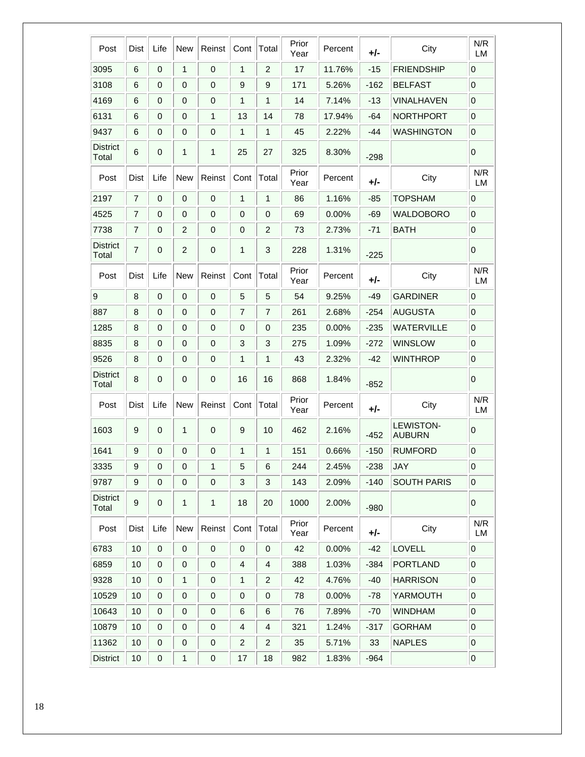| Post | Dist | Life | New | Reinst | Cont | Total | Prior Year | Percent | +/- | City | N/R LM |
|---|---|---|---|---|---|---|---|---|---|---|---|
| 3095 | 6 | 0 | 1 | 0 | 1 | 2 | 17 | 11.76% | -15 | FRIENDSHIP | 0 |
| 3108 | 6 | 0 | 0 | 0 | 9 | 9 | 171 | 5.26% | -162 | BELFAST | 0 |
| 4169 | 6 | 0 | 0 | 0 | 1 | 1 | 14 | 7.14% | -13 | VINALHAVEN | 0 |
| 6131 | 6 | 0 | 0 | 1 | 13 | 14 | 78 | 17.94% | -64 | NORTHPORT | 0 |
| 9437 | 6 | 0 | 0 | 0 | 1 | 1 | 45 | 2.22% | -44 | WASHINGTON | 0 |
| District Total | 6 | 0 | 1 | 1 | 25 | 27 | 325 | 8.30% | -298 | | 0 |
| Post | Dist | Life | New | Reinst | Cont | Total | Prior Year | Percent | +/- | City | N/R LM |
| 2197 | 7 | 0 | 0 | 0 | 1 | 1 | 86 | 1.16% | -85 | TOPSHAM | 0 |
| 4525 | 7 | 0 | 0 | 0 | 0 | 0 | 69 | 0.00% | -69 | WALDOBORO | 0 |
| 7738 | 7 | 0 | 2 | 0 | 0 | 2 | 73 | 2.73% | -71 | BATH | 0 |
| District Total | 7 | 0 | 2 | 0 | 1 | 3 | 228 | 1.31% | -225 | | 0 |
| Post | Dist | Life | New | Reinst | Cont | Total | Prior Year | Percent | +/- | City | N/R LM |
| 9 | 8 | 0 | 0 | 0 | 5 | 5 | 54 | 9.25% | -49 | GARDINER | 0 |
| 887 | 8 | 0 | 0 | 0 | 7 | 7 | 261 | 2.68% | -254 | AUGUSTA | 0 |
| 1285 | 8 | 0 | 0 | 0 | 0 | 0 | 235 | 0.00% | -235 | WATERVILLE | 0 |
| 8835 | 8 | 0 | 0 | 0 | 3 | 3 | 275 | 1.09% | -272 | WINSLOW | 0 |
| 9526 | 8 | 0 | 0 | 0 | 1 | 1 | 43 | 2.32% | -42 | WINTHROP | 0 |
| District Total | 8 | 0 | 0 | 0 | 16 | 16 | 868 | 1.84% | -852 | | 0 |
| Post | Dist | Life | New | Reinst | Cont | Total | Prior Year | Percent | +/- | City | N/R LM |
| 1603 | 9 | 0 | 1 | 0 | 9 | 10 | 462 | 2.16% | -452 | LEWISTON-AUBURN | 0 |
| 1641 | 9 | 0 | 0 | 0 | 1 | 1 | 151 | 0.66% | -150 | RUMFORD | 0 |
| 3335 | 9 | 0 | 0 | 1 | 5 | 6 | 244 | 2.45% | -238 | JAY | 0 |
| 9787 | 9 | 0 | 0 | 0 | 3 | 3 | 143 | 2.09% | -140 | SOUTH PARIS | 0 |
| District Total | 9 | 0 | 1 | 1 | 18 | 20 | 1000 | 2.00% | -980 | | 0 |
| Post | Dist | Life | New | Reinst | Cont | Total | Prior Year | Percent | +/- | City | N/R LM |
| 6783 | 10 | 0 | 0 | 0 | 0 | 0 | 42 | 0.00% | -42 | LOVELL | 0 |
| 6859 | 10 | 0 | 0 | 0 | 4 | 4 | 388 | 1.03% | -384 | PORTLAND | 0 |
| 9328 | 10 | 0 | 1 | 0 | 1 | 2 | 42 | 4.76% | -40 | HARRISON | 0 |
| 10529 | 10 | 0 | 0 | 0 | 0 | 0 | 78 | 0.00% | -78 | YARMOUTH | 0 |
| 10643 | 10 | 0 | 0 | 0 | 6 | 6 | 76 | 7.89% | -70 | WINDHAM | 0 |
| 10879 | 10 | 0 | 0 | 0 | 4 | 4 | 321 | 1.24% | -317 | GORHAM | 0 |
| 11362 | 10 | 0 | 0 | 0 | 2 | 2 | 35 | 5.71% | 33 | NAPLES | 0 |
| District | 10 | 0 | 1 | 0 | 17 | 18 | 982 | 1.83% | -964 | | 0 |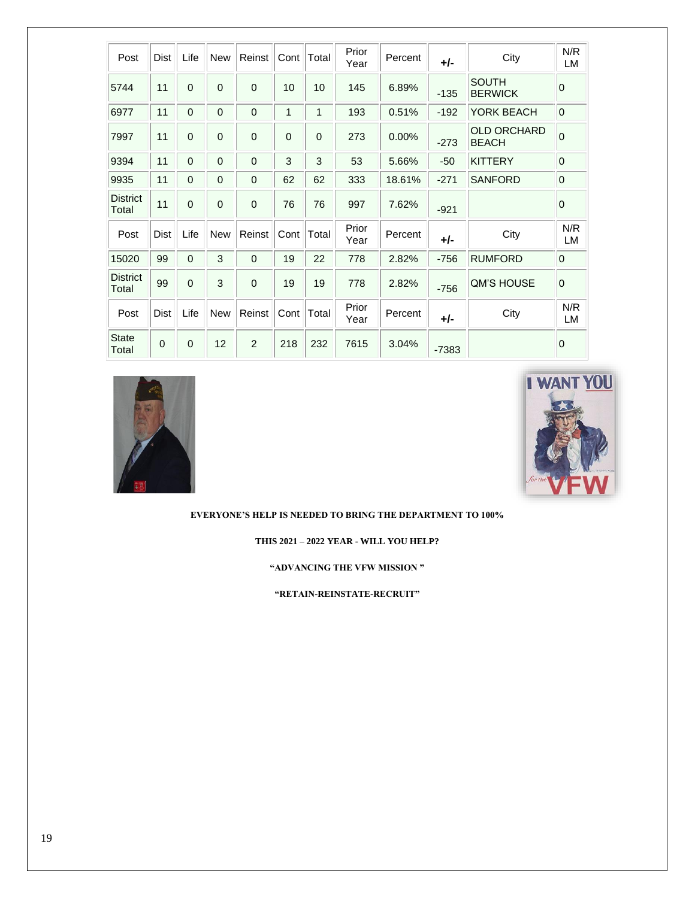| Post | Dist | Life | New | Reinst | Cont | Total | Prior Year | Percent | +/- | City | N/R LM |
|---|---|---|---|---|---|---|---|---|---|---|---|
| 5744 | 11 | 0 | 0 | 0 | 10 | 10 | 145 | 6.89% | -135 | SOUTH BERWICK | 0 |
| 6977 | 11 | 0 | 0 | 0 | 1 | 1 | 193 | 0.51% | -192 | YORK BEACH | 0 |
| 7997 | 11 | 0 | 0 | 0 | 0 | 0 | 273 | 0.00% | -273 | OLD ORCHARD BEACH | 0 |
| 9394 | 11 | 0 | 0 | 0 | 3 | 3 | 53 | 5.66% | -50 | KITTERY | 0 |
| 9935 | 11 | 0 | 0 | 0 | 62 | 62 | 333 | 18.61% | -271 | SANFORD | 0 |
| District Total | 11 | 0 | 0 | 0 | 76 | 76 | 997 | 7.62% | -921 | | 0 |
| Post | Dist | Life | New | Reinst | Cont | Total | Prior Year | Percent | +/- | City | N/R LM |
| 15020 | 99 | 0 | 3 | 0 | 19 | 22 | 778 | 2.82% | -756 | RUMFORD | 0 |
| District Total | 99 | 0 | 3 | 0 | 19 | 19 | 778 | 2.82% | -756 | QM'S HOUSE | 0 |
| Post | Dist | Life | New | Reinst | Cont | Total | Prior Year | Percent | +/- | City | N/R LM |
| State Total | 0 | 0 | 12 | 2 | 218 | 232 | 7615 | 3.04% | -7383 | | 0 |

**EVERYONE'S HELP IS NEEDED TO BRING THE DEPARTMENT TO 100%**

**THIS 2021 – 2022 YEAR - WILL YOU HELP?**

**"ADVANCING THE VFW MISSION "**

**"RETAIN-REINSTATE-RECRUIT"**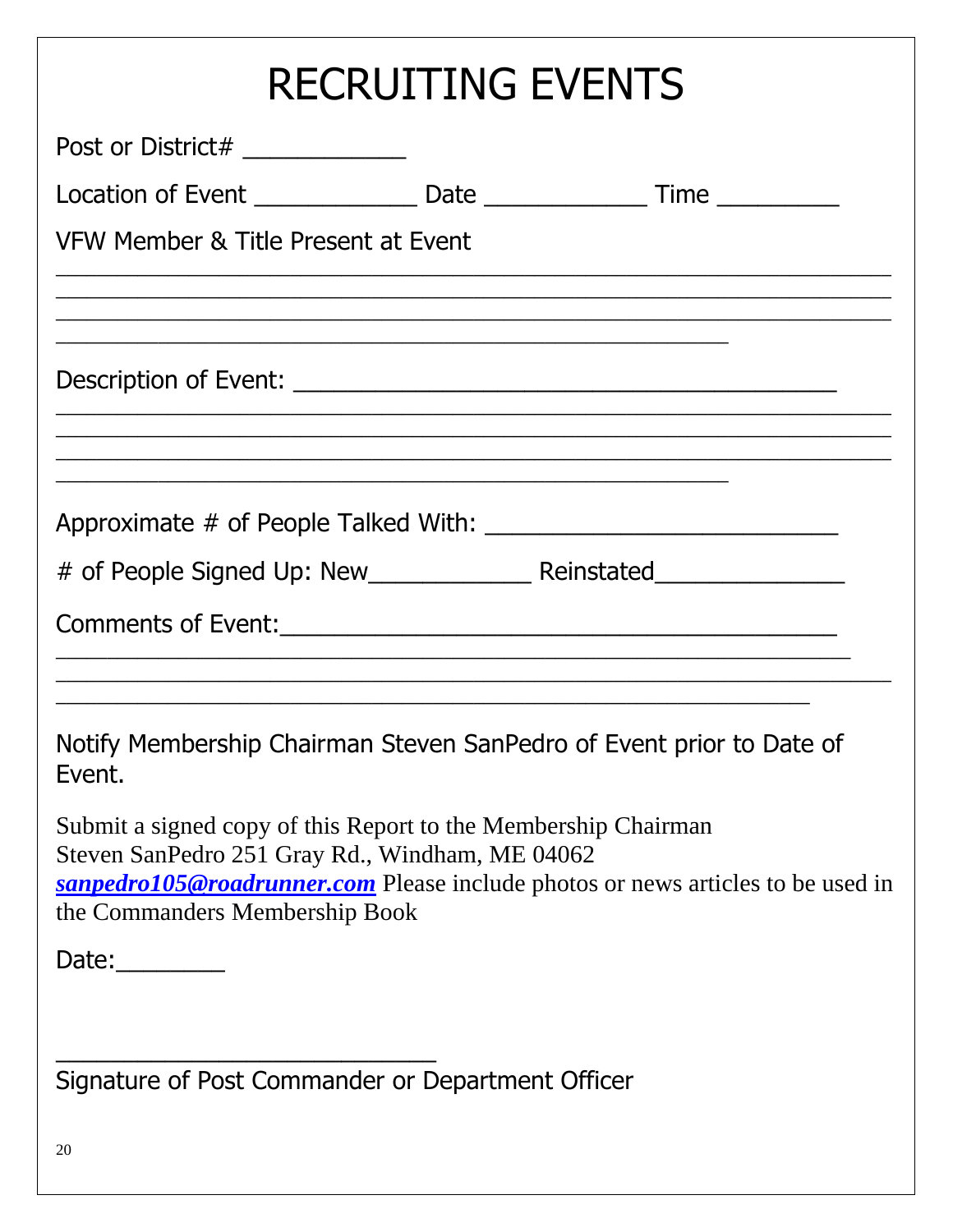# RECRUITING EVENTS

Post or District# ____________

Location of Event ____________ Date ____________ Time _________

VFW Member & Title Present at Event

_______________________________________________________________

_______________________________________________________________

_______________________________________________________________

__________________________________________________

Description of Event: ________________________________________

_______________________________________________________________

_______________________________________________________________

_______________________________________________________________

__________________________________________________

Approximate # of People Talked With: ___________________________

# of People Signed Up: New____________ Reinstated______________

Comments of Event:_________________________________________

_______________________________________________________________

_______________________________________________________________

_________________________________________________________

Notify Membership Chairman Steven SanPedro of Event prior to Date of Event.

Submit a signed copy of this Report to the Membership Chairman
Steven SanPedro 251 Gray Rd., Windham, ME 04062
***sanpedro105@roadrunner.com*** Please include photos or news articles to be used in the Commanders Membership Book

Date:________

____________________________

Signature of Post Commander or Department Officer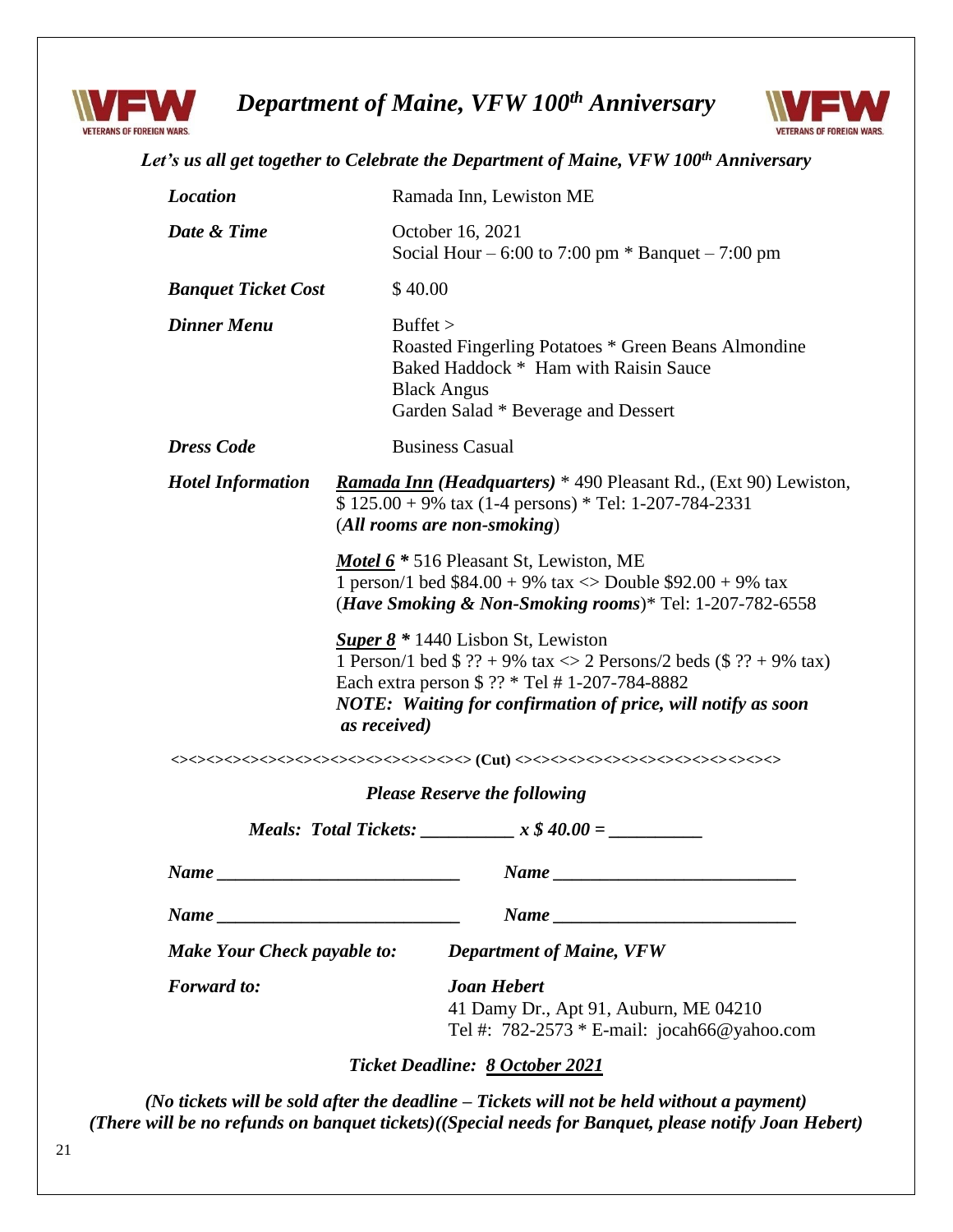# *Department of Maine, VFW 100th Anniversary*

***Let's us all get together to Celebrate the Department of Maine, VFW 100th Anniversary***

| | |
|---|---|
| ***Location*** | Ramada Inn, Lewiston ME |
| ***Date & Time*** | October 16, 2021<br>Social Hour – 6:00 to 7:00 pm * Banquet – 7:00 pm |
| ***Banquet Ticket Cost*** | $ 40.00 |
| ***Dinner Menu*** | Buffet ><br>Roasted Fingerling Potatoes * Green Beans Almondine<br>Baked Haddock * Ham with Raisin Sauce<br>Black Angus<br>Garden Salad * Beverage and Dessert |
| ***Dress Code*** | Business Casual |
| ***Hotel Information*** | ***Ramada Inn (Headquarters)*** * 490 Pleasant Rd., (Ext 90) Lewiston, $ 125.00 + 9% tax (1-4 persons) * Tel: 1-207-784-2331 (***All rooms are non-smoking***)<br><br>***Motel 6*** * 516 Pleasant St, Lewiston, ME<br>1 person/1 bed $84.00 + 9% tax <> Double $92.00 + 9% tax (***Have Smoking & Non-Smoking rooms***)* Tel: 1-207-782-6558<br><br>***Super 8*** * 1440 Lisbon St, Lewiston<br>1 Person/1 bed $ ?? + 9% tax <> 2 Persons/2 beds ($ ?? + 9% tax)<br>Each extra person $ ?? * Tel # 1-207-784-8882<br>***NOTE: Waiting for confirmation of price, will notify as soon as received)*** |

**<><><><><><><><><><><><><><><><> (Cut) <><><><><><><><><><><><><><><>**

***Please Reserve the following***

***Meals: Total Tickets: __________ x $ 40.00 = __________***

***Name ___________________________*** ***Name ___________________________***

***Name ___________________________*** ***Name ___________________________***

***Make Your Check payable to:*** ***Department of Maine, VFW***

***Forward to:*** ***Joan Hebert***
41 Damy Dr., Apt 91, Auburn, ME 04210
Tel #: 782-2573 * E-mail: jocah66@yahoo.com

***Ticket Deadline: 8 October 2021***

***(No tickets will be sold after the deadline – Tickets will not be held without a payment)***
***(There will be no refunds on banquet tickets)((Special needs for Banquet, please notify Joan Hebert)***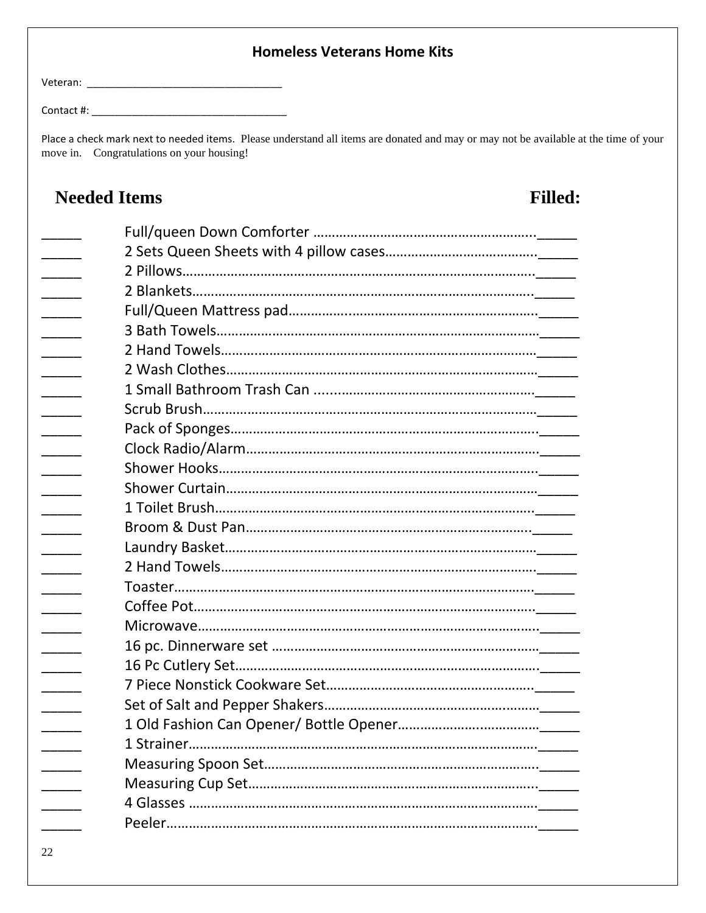## Homeless Veterans Home Kits

Veteran: ________________________________

Contact #: ________________________________

Place a check mark next to needed items. Please understand all items are donated and may or may not be available at the time of your move in. Congratulations on your housing!

| Needed Items | | Filled: |
|---|---|---|
| _____ | Full/queen Down Comforter | _____ |
| _____ | 2 Sets Queen Sheets with 4 pillow cases | _____ |
| _____ | 2 Pillows | _____ |
| _____ | 2 Blankets | _____ |
| _____ | Full/Queen Mattress pad | _____ |
| _____ | 3 Bath Towels | _____ |
| _____ | 2 Hand Towels | _____ |
| _____ | 2 Wash Clothes | _____ |
| _____ | 1 Small Bathroom Trash Can | _____ |
| _____ | Scrub Brush | _____ |
| _____ | Pack of Sponges | _____ |
| _____ | Clock Radio/Alarm | _____ |
| _____ | Shower Hooks | _____ |
| _____ | Shower Curtain | _____ |
| _____ | 1 Toilet Brush | _____ |
| _____ | Broom & Dust Pan | _____ |
| _____ | Laundry Basket | _____ |
| _____ | 2 Hand Towels | _____ |
| _____ | Toaster | _____ |
| _____ | Coffee Pot | _____ |
| _____ | Microwave | _____ |
| _____ | 16 pc. Dinnerware set | _____ |
| _____ | 16 Pc Cutlery Set | _____ |
| _____ | 7 Piece Nonstick Cookware Set | _____ |
| _____ | Set of Salt and Pepper Shakers | _____ |
| _____ | 1 Old Fashion Can Opener/ Bottle Opener | _____ |
| _____ | 1 Strainer | _____ |
| _____ | Measuring Spoon Set | _____ |
| _____ | Measuring Cup Set | _____ |
| _____ | 4 Glasses | _____ |
| _____ | Peeler | _____ |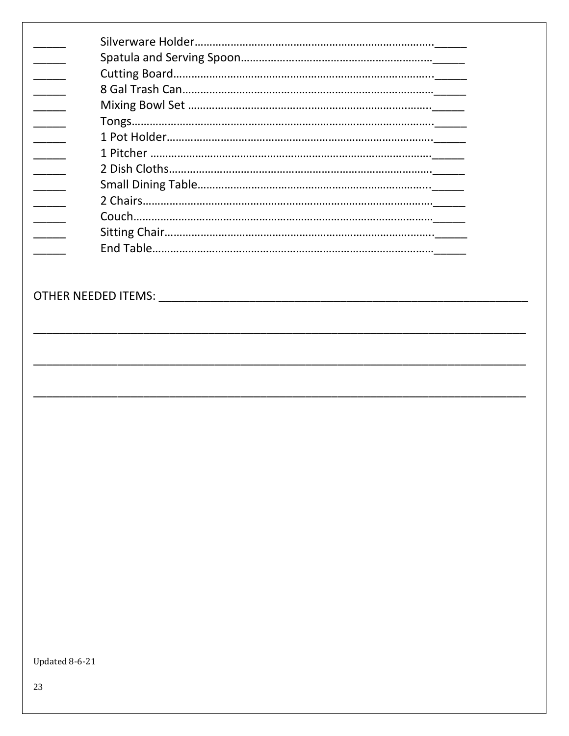_____ Silverware Holder…………………………………………………………………….._____
_____ Spatula and Serving Spoon……………………………………………………._____
_____ Cutting Board……………………………………………………………………..._____
_____ 8 Gal Trash Can………………………………………………………………………_____
_____ Mixing Bowl Set ……………………………………………………………………._____
_____ Tongs………………………………………………………………………………………._____
_____ 1 Pot Holder……………………………………………………………………………._____
_____ 1 Pitcher ………………………………………………………………………………….._____
_____ 2 Dish Cloths……………………………………………………………………………._____
_____ Small Dining Table…………………………………………………………………._____
_____ 2 Chairs……………………………………………………………………………………._____
_____ Couch…………………………………………………………………………………………_____
_____ Sitting Chair………………………………………………………………………………._____
_____ End Table…………………………………………………………………………………_____

OTHER NEEDED ITEMS: ____________________________________________________________

_____________________________________________________________________________

_____________________________________________________________________________

_____________________________________________________________________________

Updated 8-6-21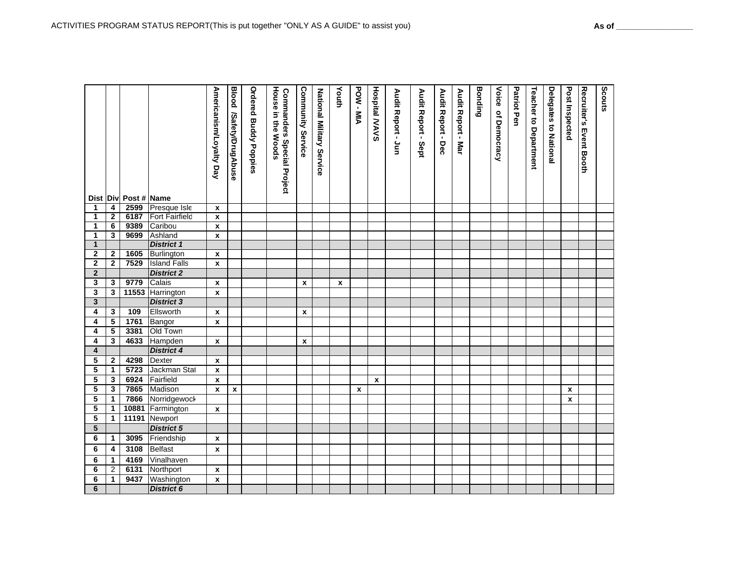ACTIVITIES PROGRAM STATUS REPORT(This is put together "ONLY AS A GUIDE" to assist you) **As of ________________**

| Dist | Div | Post # | Name | Americanism/Loyalty Day | Blood /Safety/DrugAbuse | Ordered Buddy Poppies | Commanders Special Project House in the Woods | Community Service | National Military Service | Youth | POW - MIA | Hospital /VAVS | Audit Report - Jun | Audit Report - Sept | Audit Report - Dec | Audit Report - Mar | Bonding | Voice of Democracy | Patriot Pen | Teacher to Department | Delegates to National | Post Inspected | Recruiter's Event Booth | Scouts |
|---|---|---|---|---|---|---|---|---|---|---|---|---|---|---|---|---|---|---|---|---|---|---|---|---|
| 1 | 4 | 2599 | Presque Isle | x | | | | | | | | | | | | | | | | | | | | |
| 1 | 2 | 6187 | Fort Fairfield | x | | | | | | | | | | | | | | | | | | | | |
| 1 | 6 | 9389 | Caribou | x | | | | | | | | | | | | | | | | | | | | |
| 1 | 3 | 9699 | Ashland | x | | | | | | | | | | | | | | | | | | | | |
| 1 | | | *District 1* | | | | | | | | | | | | | | | | | | | | | |
| 2 | 2 | 1605 | Burlington | x | | | | | | | | | | | | | | | | | | | | |
| 2 | 2 | 7529 | Island Falls | x | | | | | | | | | | | | | | | | | | | | |
| 2 | | | *District 2* | | | | | | | | | | | | | | | | | | | | | |
| 3 | 3 | 9779 | Calais | x | | | | x | | x | | | | | | | | | | | | | | |
| 3 | 3 | 11553 | Harrington | x | | | | | | | | | | | | | | | | | | | | |
| 3 | | | *District 3* | | | | | | | | | | | | | | | | | | | | | |
| 4 | 3 | 109 | Ellsworth | x | | | | x | | | | | | | | | | | | | | | | |
| 4 | 5 | 1761 | Bangor | x | | | | | | | | | | | | | | | | | | | | |
| 4 | 5 | 3381 | Old Town | | | | | | | | | | | | | | | | | | | | | |
| 4 | 3 | 4633 | Hampden | x | | | | x | | | | | | | | | | | | | | | | |
| 4 | | | *District 4* | | | | | | | | | | | | | | | | | | | | | |
| 5 | 2 | 4298 | Dexter | x | | | | | | | | | | | | | | | | | | | | |
| 5 | 1 | 5723 | Jackman Stat | x | | | | | | | | | | | | | | | | | | | | |
| 5 | 3 | 6924 | Fairfield | x | | | | | | | | x | | | | | | | | | | | | |
| 5 | 3 | 7865 | Madison | x | x | | | | | | x | | | | | | | | | | | x | | |
| 5 | 1 | 7866 | Norridgewock | | | | | | | | | | | | | | | | | | | x | | |
| 5 | 1 | 10881 | Farmington | x | | | | | | | | | | | | | | | | | | | | |
| 5 | 1 | 11191 | Newport | | | | | | | | | | | | | | | | | | | | | |
| 5 | | | *District 5* | | | | | | | | | | | | | | | | | | | | | |
| 6 | 1 | 3095 | Friendship | x | | | | | | | | | | | | | | | | | | | | |
| 6 | 4 | 3108 | Belfast | x | | | | | | | | | | | | | | | | | | | | |
| 6 | 1 | 4169 | Vinalhaven | | | | | | | | | | | | | | | | | | | | | |
| 6 | 2 | 6131 | Northport | x | | | | | | | | | | | | | | | | | | | | |
| 6 | 1 | 9437 | Washington | x | | | | | | | | | | | | | | | | | | | | |
| 6 | | | *District 6* | | | | | | | | | | | | | | | | | | | | | |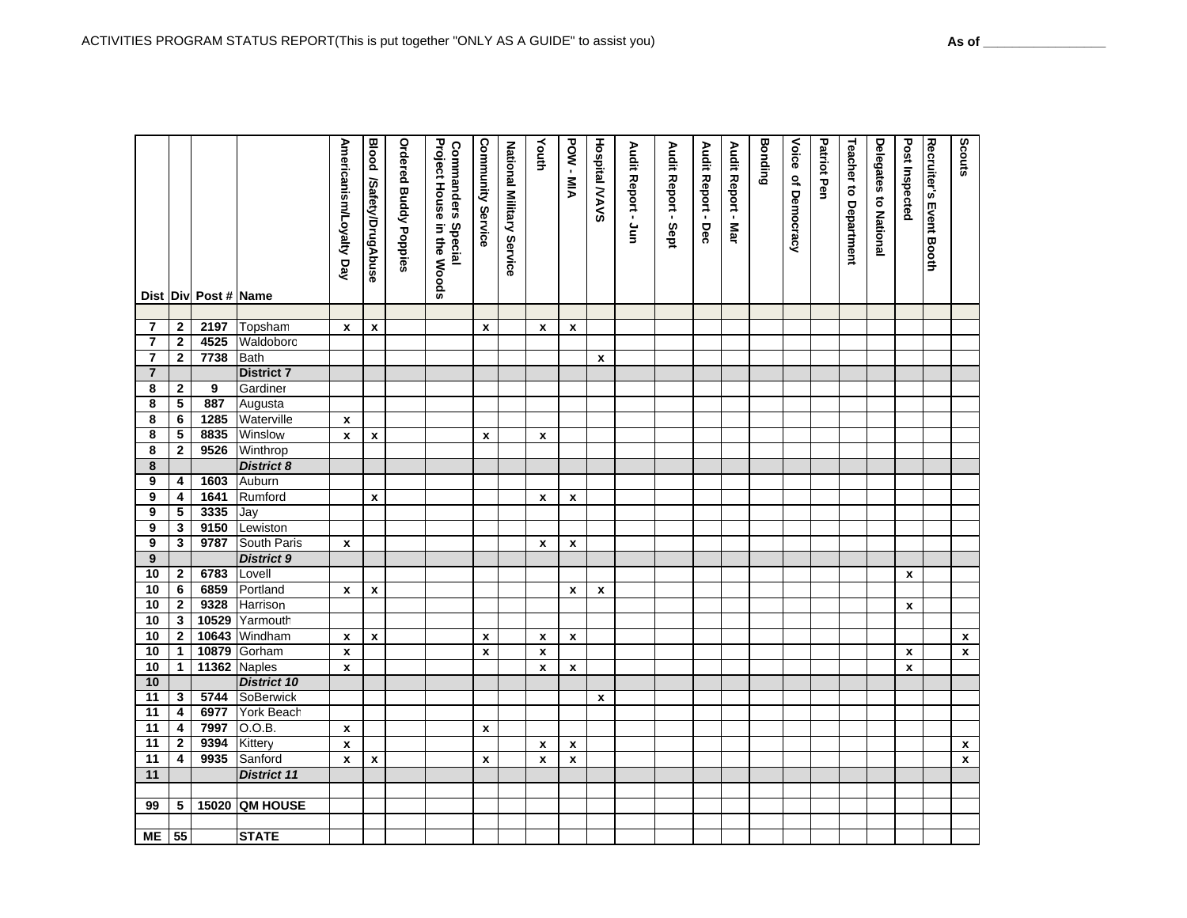ACTIVITIES PROGRAM STATUS REPORT(This is put together "ONLY AS A GUIDE" to assist you) **As of __________________**

| Dist | Div | Post # | Name | Americanism/Loyalty Day | Blood /Safety/DrugAbuse | Ordered Buddy Poppies | Commanders Special Project House in the Woods | Community Service | National Military Service | Youth | POW - MIA | Hospital /VAVS | Audit Report - Jun | Audit Report - Sept | Audit Report - Dec | Audit Report - Mar | Bonding | Voice of Democracy | Patriot Pen | Teacher to Department | Delegates to National | Post Inspected | Recruiter's Event Booth | Scouts |
|---|---|---|---|---|---|---|---|---|---|---|---|---|---|---|---|---|---|---|---|---|---|---|---|---|
| | | | | | | | | | | | | | | | | | | | | | | | | |
| 7 | 2 | 2197 | Topsham | x | x | | | x | | x | x | | | | | | | | | | | | | |
| 7 | 2 | 4525 | Waldoboro | | | | | | | | | | | | | | | | | | | | | |
| 7 | 2 | 7738 | Bath | | | | | | | | | x | | | | | | | | | | | | |
| 7 | | | District 7 | | | | | | | | | | | | | | | | | | | | | |
| 8 | 2 | 9 | Gardiner | | | | | | | | | | | | | | | | | | | | | |
| 8 | 5 | 887 | Augusta | | | | | | | | | | | | | | | | | | | | | |
| 8 | 6 | 1285 | Waterville | x | | | | | | | | | | | | | | | | | | | | |
| 8 | 5 | 8835 | Winslow | x | x | | | x | | x | | | | | | | | | | | | | | |
| 8 | 2 | 9526 | Winthrop | | | | | | | | | | | | | | | | | | | | | |
| 8 | | | District 8 | | | | | | | | | | | | | | | | | | | | | |
| 9 | 4 | 1603 | Auburn | | | | | | | | | | | | | | | | | | | | | |
| 9 | 4 | 1641 | Rumford | | x | | | | | x | x | | | | | | | | | | | | | |
| 9 | 5 | 3335 | Jay | | | | | | | | | | | | | | | | | | | | | |
| 9 | 3 | 9150 | Lewiston | | | | | | | | | | | | | | | | | | | | | |
| 9 | 3 | 9787 | South Paris | x | | | | | | x | x | | | | | | | | | | | | | |
| 9 | | | District 9 | | | | | | | | | | | | | | | | | | | | | |
| 10 | 2 | 6783 | Lovell | | | | | | | | | | | | | | | | | | | x | | |
| 10 | 6 | 6859 | Portland | x | x | | | | | | x | x | | | | | | | | | | | | |
| 10 | 2 | 9328 | Harrison | | | | | | | | | | | | | | | | | | | x | | |
| 10 | 3 | 10529 | Yarmouth | | | | | | | | | | | | | | | | | | | | | |
| 10 | 2 | 10643 | Windham | x | x | | | x | | x | x | | | | | | | | | | | | | x |
| 10 | 1 | 10879 | Gorham | x | | | | x | | x | | | | | | | | | | | | x | | x |
| 10 | 1 | 11362 | Naples | x | | | | | | x | x | | | | | | | | | | | x | | |
| 10 | | | District 10 | | | | | | | | | | | | | | | | | | | | | |
| 11 | 3 | 5744 | SoBerwick | | | | | | | | | x | | | | | | | | | | | | |
| 11 | 4 | 6977 | York Beach | | | | | | | | | | | | | | | | | | | | | |
| 11 | 4 | 7997 | O.O.B. | x | | | | x | | | | | | | | | | | | | | | | |
| 11 | 2 | 9394 | Kittery | x | | | | | | x | x | | | | | | | | | | | | | x |
| 11 | 4 | 9935 | Sanford | x | x | | | x | | x | x | | | | | | | | | | | | | x |
| 11 | | | District 11 | | | | | | | | | | | | | | | | | | | | | |
| | | | | | | | | | | | | | | | | | | | | | | | | |
| 99 | 5 | 15020 | QM HOUSE | | | | | | | | | | | | | | | | | | | | | |
| | | | | | | | | | | | | | | | | | | | | | | | | |
| ME | 55 | | STATE | | | | | | | | | | | | | | | | | | | | | |